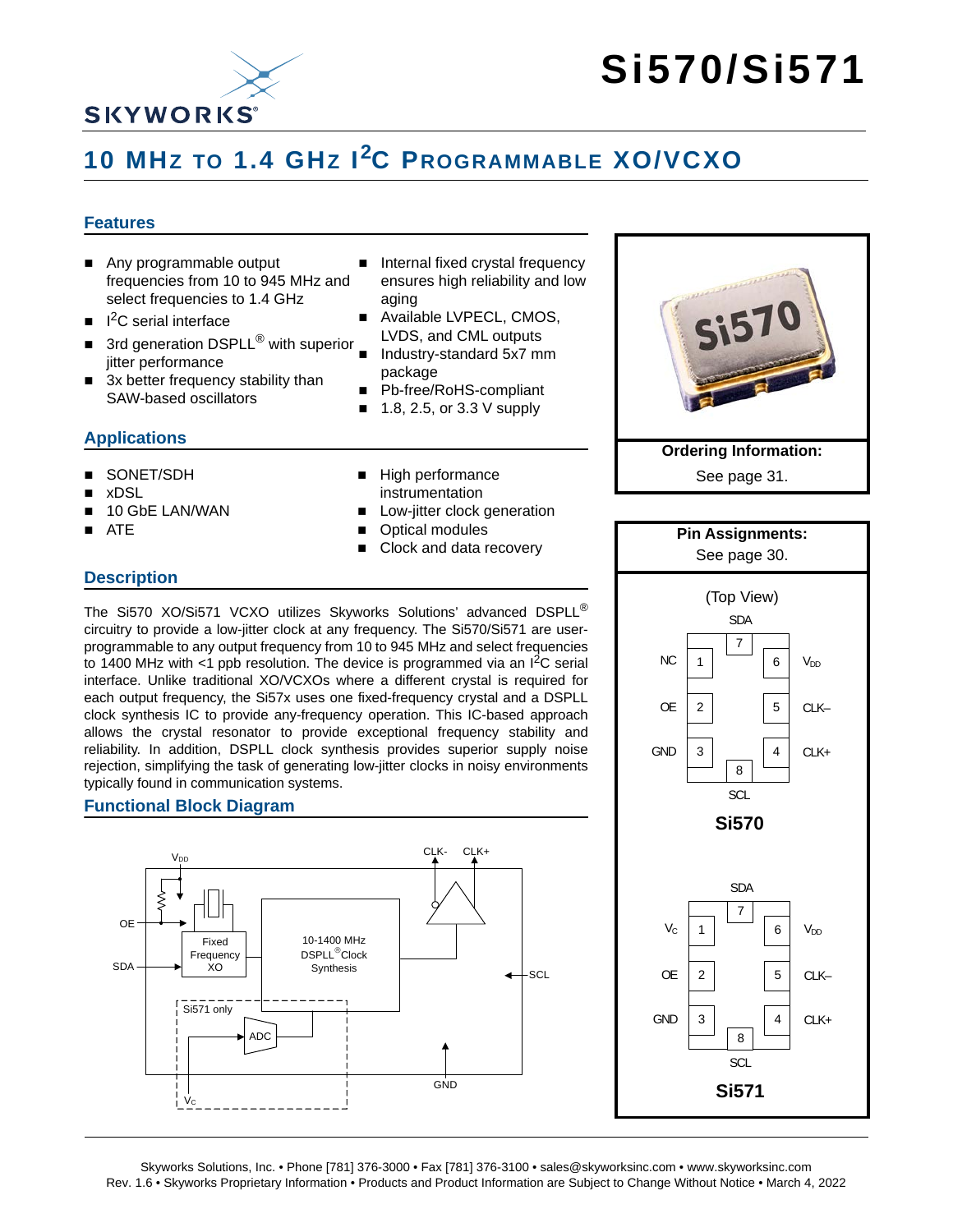# Si570/Si571

## 10 MHz to 1.4 GHz I²C Programmable XO/VCXO

### Features

- Any programmable output frequencies from 10 to 945 MHz and select frequencies to 1.4 GHz
- I²C serial interface
- 3rd generation DSPLL® with superior jitter performance
- 3x better frequency stability than SAW-based oscillators
- Internal fixed crystal frequency ensures high reliability and low aging
- Available LVPECL, CMOS, LVDS, and CML outputs
- Industry-standard 5x7 mm package
- Pb-free/RoHS-compliant
- 1.8, 2.5, or 3.3 V supply

**Ordering Information:** See page 31.

### Applications

- SONET/SDH
- xDSL
- 10 GbE LAN/WAN
- ATE
- High performance instrumentation
- Low-jitter clock generation
- Optical modules
- Clock and data recovery

**Pin Assignments:** See page 30.

(Top View)

**Si570**

| Pin | Name |
|---|---|
| 1 | NC |
| 2 | OE |
| 3 | GND |
| 4 | CLK+ |
| 5 | CLK– |
| 6 | $V_{DD}$ |
| 7 | SDA |
| 8 | SCL |

**Si571**

| Pin | Name |
|---|---|
| 1 | $V_C$ |
| 2 | OE |
| 3 | GND |
| 4 | CLK+ |
| 5 | CLK– |
| 6 | $V_{DD}$ |
| 7 | SDA |
| 8 | SCL |

### Description

The Si570 XO/Si571 VCXO utilizes Skyworks Solutions' advanced DSPLL® circuitry to provide a low-jitter clock at any frequency. The Si570/Si571 are user-programmable to any output frequency from 10 to 945 MHz and select frequencies to 1400 MHz with <1 ppb resolution. The device is programmed via an I²C serial interface. Unlike traditional XO/VCXOs where a different crystal is required for each output frequency, the Si57x uses one fixed-frequency crystal and a DSPLL clock synthesis IC to provide any-frequency operation. This IC-based approach allows the crystal resonator to provide exceptional frequency stability and reliability. In addition, DSPLL clock synthesis provides superior supply noise rejection, simplifying the task of generating low-jitter clocks in noisy environments typically found in communication systems.

### Functional Block Diagram

$V_{DD}$, OE, SDA, SCL, CLK-, CLK+, GND, $V_C$

Fixed Frequency XO

10-1400 MHz DSPLL® Clock Synthesis

Si571 only: ADC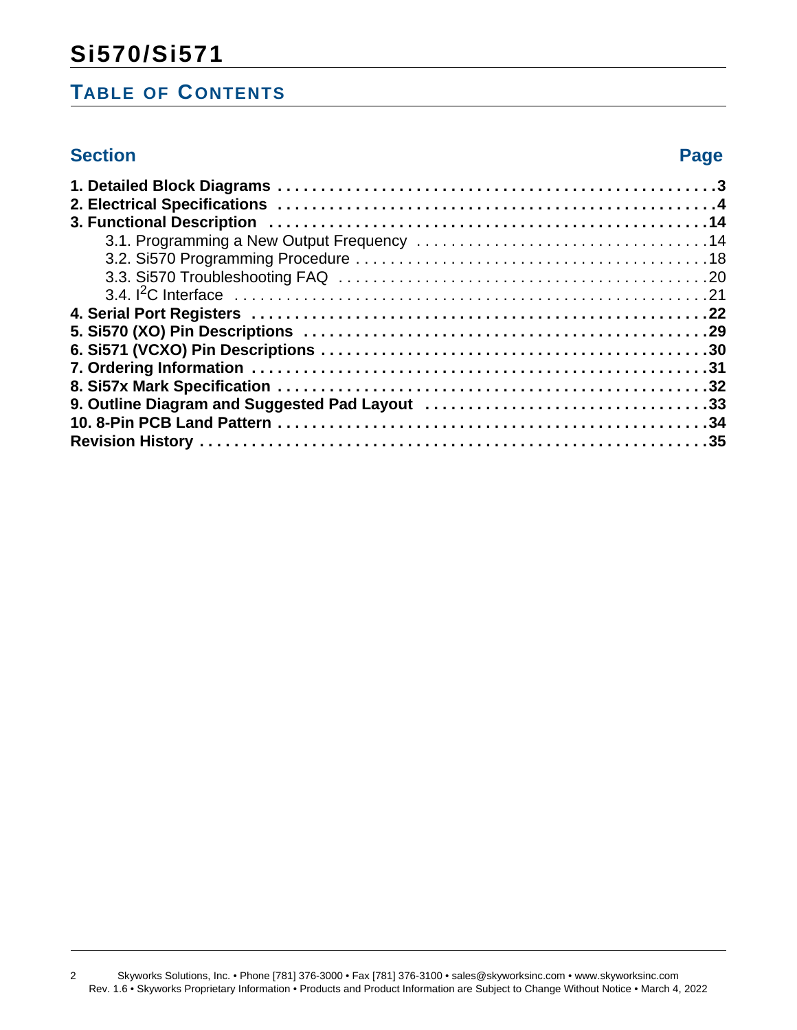## Table of Contents

| Section | Page |
|---|---|
| **1. Detailed Block Diagrams** | **3** |
| **2. Electrical Specifications** | **4** |
| **3. Functional Description** | **14** |
| 3.1. Programming a New Output Frequency | 14 |
| 3.2. Si570 Programming Procedure | 18 |
| 3.3. Si570 Troubleshooting FAQ | 20 |
| 3.4. $I^2C$ Interface | 21 |
| **4. Serial Port Registers** | **22** |
| **5. Si570 (XO) Pin Descriptions** | **29** |
| **6. Si571 (VCXO) Pin Descriptions** | **30** |
| **7. Ordering Information** | **31** |
| **8. Si57x Mark Specification** | **32** |
| **9. Outline Diagram and Suggested Pad Layout** | **33** |
| **10. 8-Pin PCB Land Pattern** | **34** |
| **Revision History** | **35** |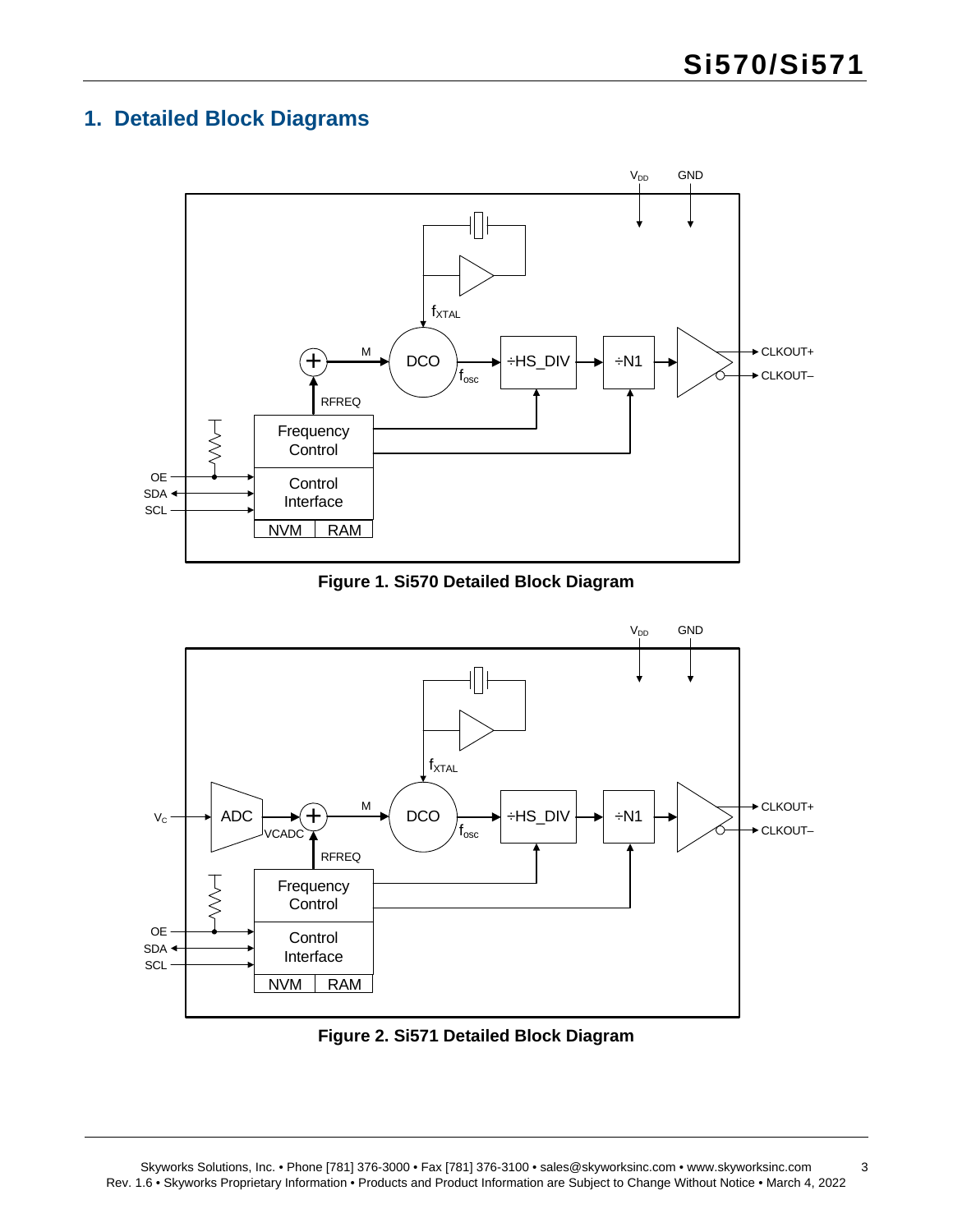## 1. Detailed Block Diagrams

**Figure 1. Si570 Detailed Block Diagram**

**Figure 2. Si571 Detailed Block Diagram**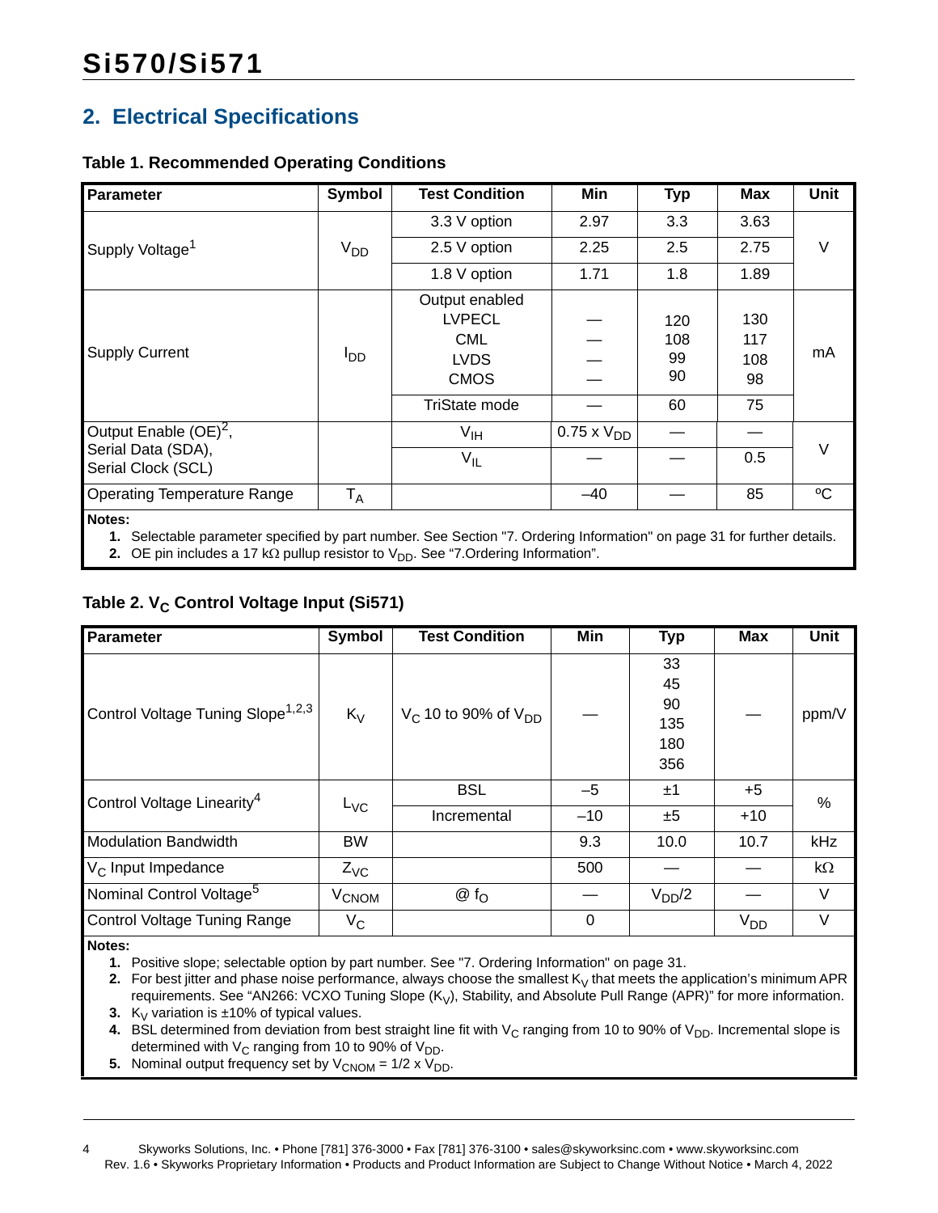## 2. Electrical Specifications

**Table 1. Recommended Operating Conditions**

| Parameter | Symbol | Test Condition | Min | Typ | Max | Unit |
|---|---|---|---|---|---|---|
| Supply Voltage[1] | $V_{DD}$ | 3.3 V option | 2.97 | 3.3 | 3.63 | V |
| | | 2.5 V option | 2.25 | 2.5 | 2.75 | |
| | | 1.8 V option | 1.71 | 1.8 | 1.89 | |
| Supply Current | $I_{DD}$ | Output enabled<br>LVPECL<br>CML<br>LVDS<br>CMOS | <br>—<br>—<br>—<br>— | <br>120<br>108<br>99<br>90 | <br>130<br>117<br>108<br>98 | mA |
| | | TriState mode | — | 60 | 75 | |
| Output Enable (OE)[2], Serial Data (SDA), Serial Clock (SCL) | | $V_{IH}$ | 0.75 x $V_{DD}$ | — | — | V |
| | | $V_{IL}$ | — | — | 0.5 | |
| Operating Temperature Range | $T_A$ | | –40 | — | 85 | ºC |

**Notes:**

1. Selectable parameter specified by part number. See Section "7. Ordering Information" on page 31 for further details.
2. OE pin includes a 17 kΩ pullup resistor to $V_{DD}$. See "7.Ordering Information".

**Table 2. $V_C$ Control Voltage Input (Si571)**

| Parameter | Symbol | Test Condition | Min | Typ | Max | Unit |
|---|---|---|---|---|---|---|
| Control Voltage Tuning Slope[1,2,3] | $K_V$ | $V_C$ 10 to 90% of $V_{DD}$ | — | 33<br>45<br>90<br>135<br>180<br>356 | — | ppm/V |
| Control Voltage Linearity[4] | $L_{VC}$ | BSL | –5 | ±1 | +5 | % |
| | | Incremental | –10 | ±5 | +10 | |
| Modulation Bandwidth | BW | | 9.3 | 10.0 | 10.7 | kHz |
| $V_C$ Input Impedance | $Z_{VC}$ | | 500 | — | — | kΩ |
| Nominal Control Voltage[5] | $V_{CNOM}$ | @ $f_O$ | — | $V_{DD}/2$ | — | V |
| Control Voltage Tuning Range | $V_C$ | | 0 | | $V_{DD}$ | V |

**Notes:**

1. Positive slope; selectable option by part number. See "7. Ordering Information" on page 31.
2. For best jitter and phase noise performance, always choose the smallest $K_V$ that meets the application's minimum APR requirements. See "AN266: VCXO Tuning Slope ($K_V$), Stability, and Absolute Pull Range (APR)" for more information.
3. $K_V$ variation is ±10% of typical values.
4. BSL determined from deviation from best straight line fit with $V_C$ ranging from 10 to 90% of $V_{DD}$. Incremental slope is determined with $V_C$ ranging from 10 to 90% of $V_{DD}$.
5. Nominal output frequency set by $V_{CNOM}$ = 1/2 x $V_{DD}$.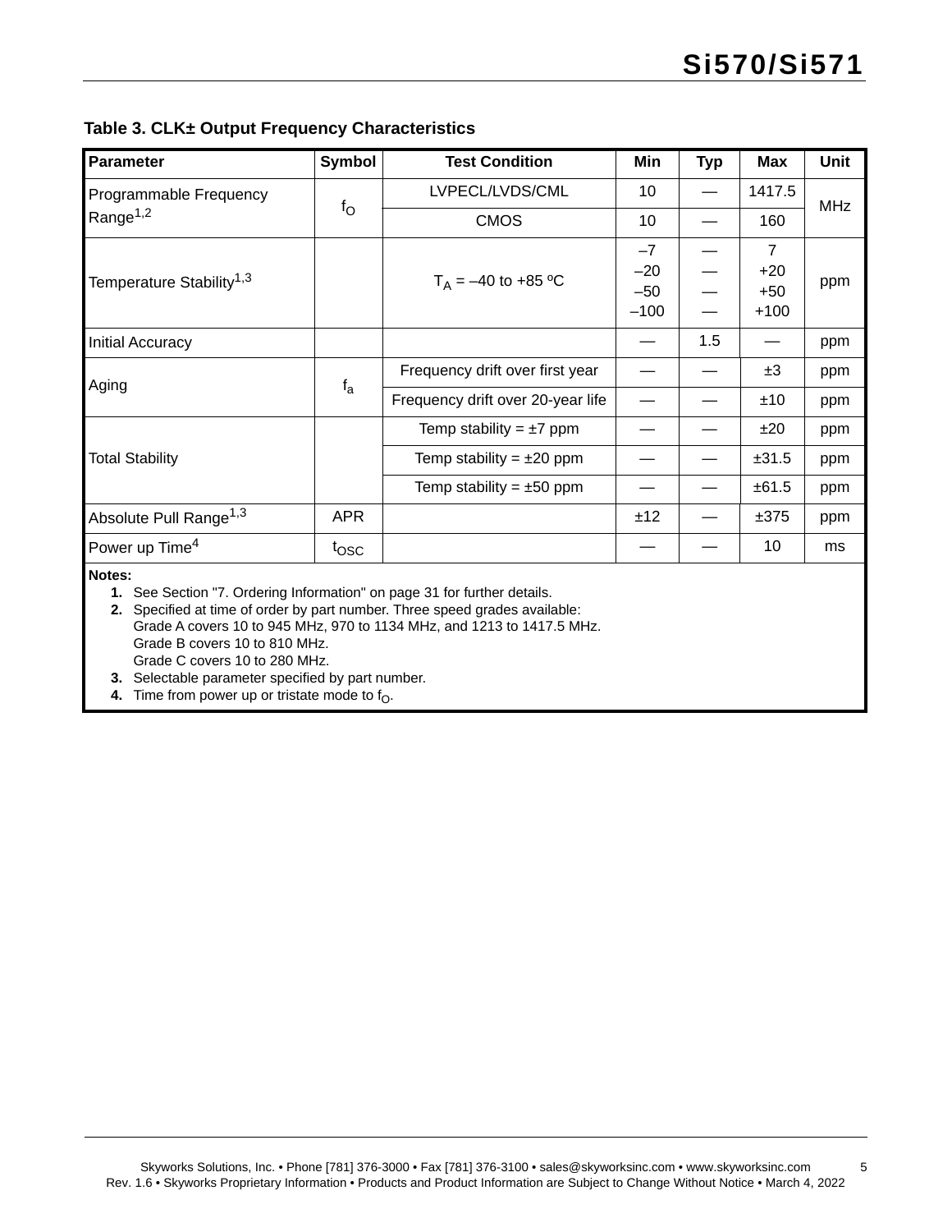**Table 3. CLK± Output Frequency Characteristics**

| Parameter | Symbol | Test Condition | Min | Typ | Max | Unit |
|---|---|---|---|---|---|---|
| Programmable Frequency Range[1,2] | $f_O$ | LVPECL/LVDS/CML | 10 | — | 1417.5 | MHz |
| | | CMOS | 10 | — | 160 | |
| Temperature Stability[1,3] | | $T_A$ = –40 to +85 ºC | –7<br>–20<br>–50<br>–100 | —<br>—<br>—<br>— | 7<br>+20<br>+50<br>+100 | ppm |
| Initial Accuracy | | | — | 1.5 | — | ppm |
| Aging | $f_a$ | Frequency drift over first year | — | — | ±3 | ppm |
| | | Frequency drift over 20-year life | — | — | ±10 | ppm |
| Total Stability | | Temp stability = ±7 ppm | — | — | ±20 | ppm |
| | | Temp stability = ±20 ppm | — | — | ±31.5 | ppm |
| | | Temp stability = ±50 ppm | — | — | ±61.5 | ppm |
| Absolute Pull Range[1,3] | APR | | ±12 | — | ±375 | ppm |
| Power up Time[4] | $t_{OSC}$ | | — | — | 10 | ms |

**Notes:**

1. See Section "7. Ordering Information" on page 31 for further details.
2. Specified at time of order by part number. Three speed grades available:
   Grade A covers 10 to 945 MHz, 970 to 1134 MHz, and 1213 to 1417.5 MHz.
   Grade B covers 10 to 810 MHz.
   Grade C covers 10 to 280 MHz.
3. Selectable parameter specified by part number.
4. Time from power up or tristate mode to $f_O$.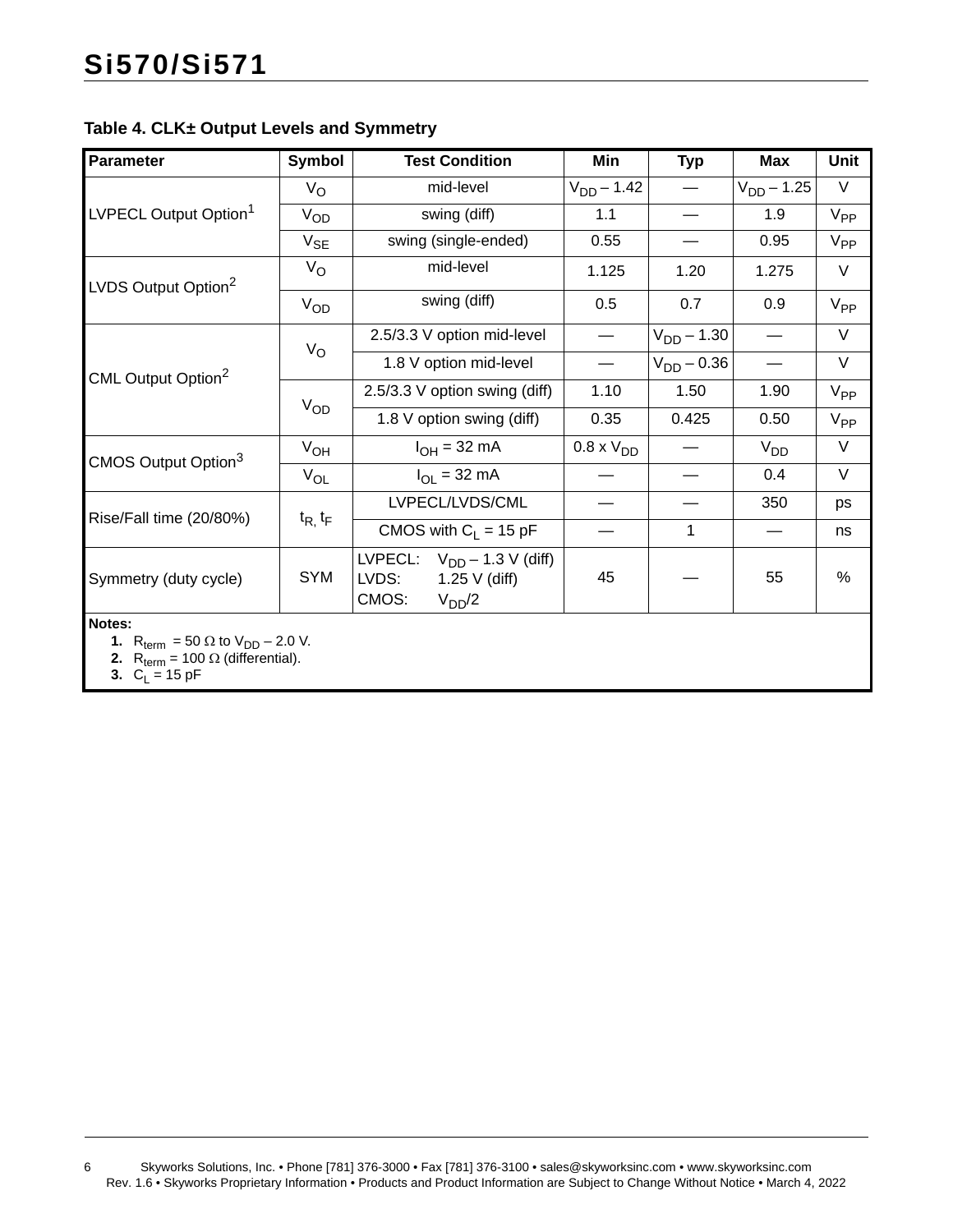### Table 4. CLK± Output Levels and Symmetry

| Parameter | Symbol | Test Condition | Min | Typ | Max | Unit |
|---|---|---|---|---|---|---|
| LVPECL Output Option[1] | $V_O$ | mid-level | $V_{DD} – 1.42$ | — | $V_{DD} – 1.25$ | V |
| | $V_{OD}$ | swing (diff) | 1.1 | — | 1.9 | $V_{PP}$ |
| | $V_{SE}$ | swing (single-ended) | 0.55 | — | 0.95 | $V_{PP}$ |
| LVDS Output Option[2] | $V_O$ | mid-level | 1.125 | 1.20 | 1.275 | V |
| | $V_{OD}$ | swing (diff) | 0.5 | 0.7 | 0.9 | $V_{PP}$ |
| CML Output Option[2] | $V_O$ | 2.5/3.3 V option mid-level | — | $V_{DD} – 1.30$ | — | V |
| | | 1.8 V option mid-level | — | $V_{DD} – 0.36$ | — | V |
| | $V_{OD}$ | 2.5/3.3 V option swing (diff) | 1.10 | 1.50 | 1.90 | $V_{PP}$ |
| | | 1.8 V option swing (diff) | 0.35 | 0.425 | 0.50 | $V_{PP}$ |
| CMOS Output Option[3] | $V_{OH}$ | $I_{OH}$ = 32 mA | 0.8 x $V_{DD}$ | — | $V_{DD}$ | V |
| | $V_{OL}$ | $I_{OL}$ = 32 mA | — | — | 0.4 | V |
| Rise/Fall time (20/80%) | $t_R, t_F$ | LVPECL/LVDS/CML | — | — | 350 | ps |
| | | CMOS with $C_L$ = 15 pF | — | 1 | — | ns |
| Symmetry (duty cycle) | SYM | LVPECL: $V_{DD} – 1.3$ V (diff)<br>LVDS: 1.25 V (diff)<br>CMOS: $V_{DD}/2$ | 45 | — | 55 | % |

**Notes:**

1. $R_{term}$ = 50 Ω to $V_{DD} – 2.0$ V.
2. $R_{term}$ = 100 Ω (differential).
3. $C_L$ = 15 pF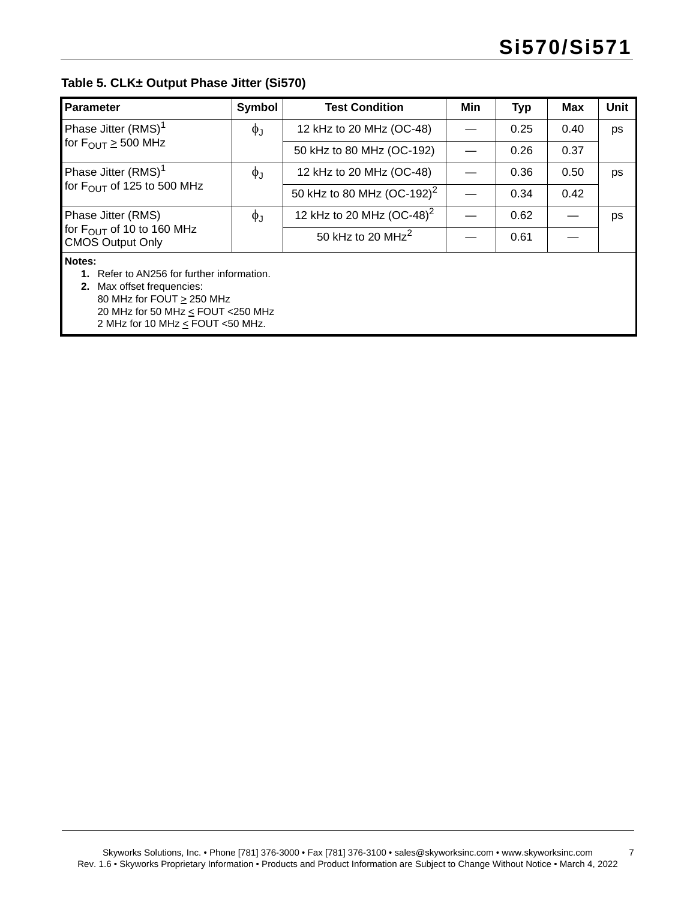**Table 5. CLK± Output Phase Jitter (Si570)**

| Parameter | Symbol | Test Condition | Min | Typ | Max | Unit |
|---|---|---|---|---|---|---|
| Phase Jitter (RMS)[1] for $F_{OUT} \geq 500$ MHz | $\phi_J$ | 12 kHz to 20 MHz (OC-48) | — | 0.25 | 0.40 | ps |
| | | 50 kHz to 80 MHz (OC-192) | — | 0.26 | 0.37 | |
| Phase Jitter (RMS)[1] for $F_{OUT}$ of 125 to 500 MHz | $\phi_J$ | 12 kHz to 20 MHz (OC-48) | — | 0.36 | 0.50 | ps |
| | | 50 kHz to 80 MHz (OC-192)[2] | — | 0.34 | 0.42 | |
| Phase Jitter (RMS) for $F_{OUT}$ of 10 to 160 MHz CMOS Output Only | $\phi_J$ | 12 kHz to 20 MHz (OC-48)[2] | — | 0.62 | — | ps |
| | | 50 kHz to 20 MHz[2] | — | 0.61 | — | |

**Notes:**

1. Refer to AN256 for further information.
2. Max offset frequencies:
   80 MHz for FOUT ≥ 250 MHz
   20 MHz for 50 MHz ≤ FOUT <250 MHz
   2 MHz for 10 MHz ≤ FOUT <50 MHz.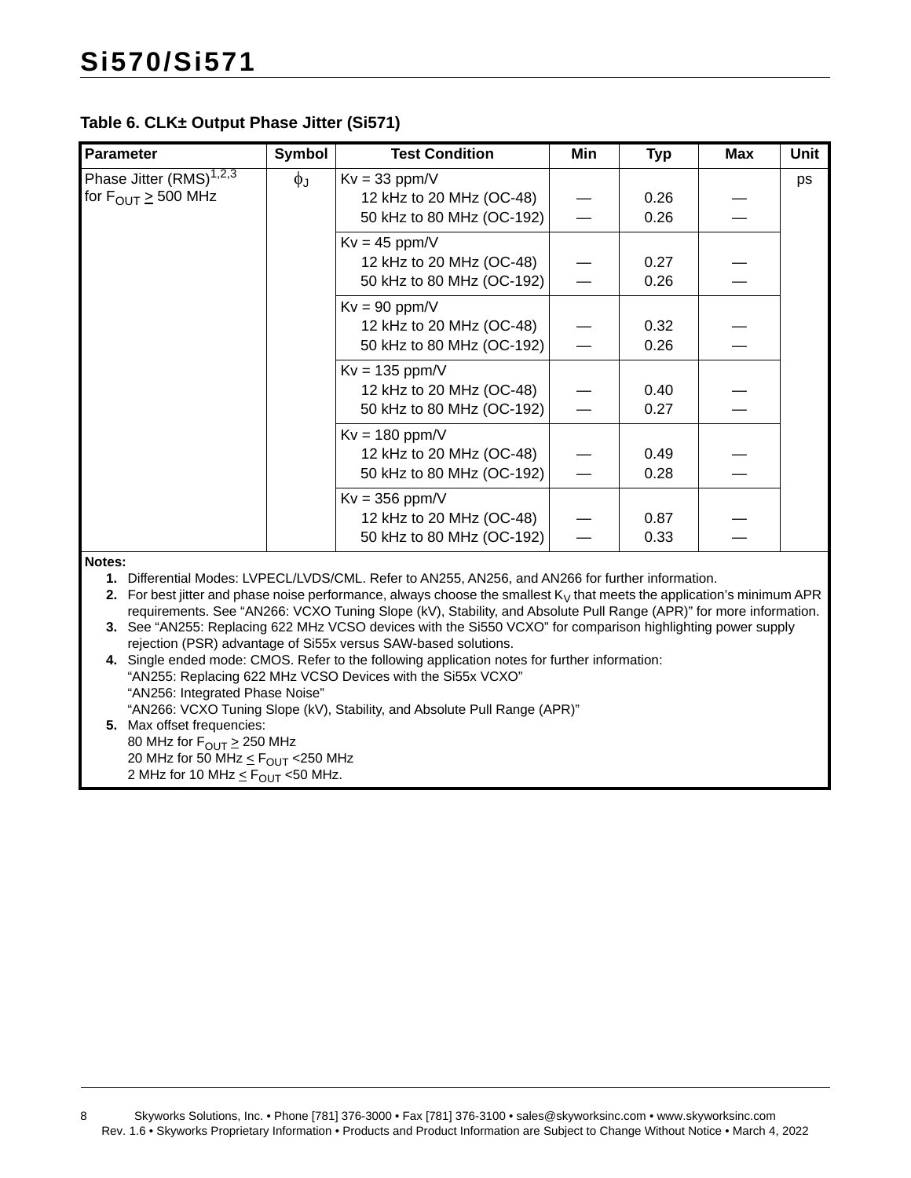**Table 6. CLK± Output Phase Jitter (Si571)**

| Parameter | Symbol | Test Condition | Min | Typ | Max | Unit |
|---|---|---|---|---|---|---|
| Phase Jitter (RMS)[1,2,3] for $F_{OUT} \geq$ 500 MHz | $\phi_J$ | Kv = 33 ppm/V | | | | ps |
| | | 12 kHz to 20 MHz (OC-48) | — | 0.26 | — | |
| | | 50 kHz to 80 MHz (OC-192) | — | 0.26 | — | |
| | | Kv = 45 ppm/V | | | | |
| | | 12 kHz to 20 MHz (OC-48) | — | 0.27 | — | |
| | | 50 kHz to 80 MHz (OC-192) | — | 0.26 | — | |
| | | Kv = 90 ppm/V | | | | |
| | | 12 kHz to 20 MHz (OC-48) | — | 0.32 | — | |
| | | 50 kHz to 80 MHz (OC-192) | — | 0.26 | — | |
| | | Kv = 135 ppm/V | | | | |
| | | 12 kHz to 20 MHz (OC-48) | — | 0.40 | — | |
| | | 50 kHz to 80 MHz (OC-192) | — | 0.27 | — | |
| | | Kv = 180 ppm/V | | | | |
| | | 12 kHz to 20 MHz (OC-48) | — | 0.49 | — | |
| | | 50 kHz to 80 MHz (OC-192) | — | 0.28 | — | |
| | | Kv = 356 ppm/V | | | | |
| | | 12 kHz to 20 MHz (OC-48) | — | 0.87 | — | |
| | | 50 kHz to 80 MHz (OC-192) | — | 0.33 | — | |

**Notes:**

1. Differential Modes: LVPECL/LVDS/CML. Refer to AN255, AN256, and AN266 for further information.
2. For best jitter and phase noise performance, always choose the smallest $K_V$ that meets the application's minimum APR requirements. See "AN266: VCXO Tuning Slope (kV), Stability, and Absolute Pull Range (APR)" for more information.
3. See "AN255: Replacing 622 MHz VCSO devices with the Si550 VCXO" for comparison highlighting power supply rejection (PSR) advantage of Si55x versus SAW-based solutions.
4. Single ended mode: CMOS. Refer to the following application notes for further information:
   "AN255: Replacing 622 MHz VCSO Devices with the Si55x VCXO"
   "AN256: Integrated Phase Noise"
   "AN266: VCXO Tuning Slope (kV), Stability, and Absolute Pull Range (APR)"
5. Max offset frequencies:
   80 MHz for $F_{OUT} \geq$ 250 MHz
   20 MHz for 50 MHz $\leq F_{OUT}$ <250 MHz
   2 MHz for 10 MHz $\leq F_{OUT}$ <50 MHz.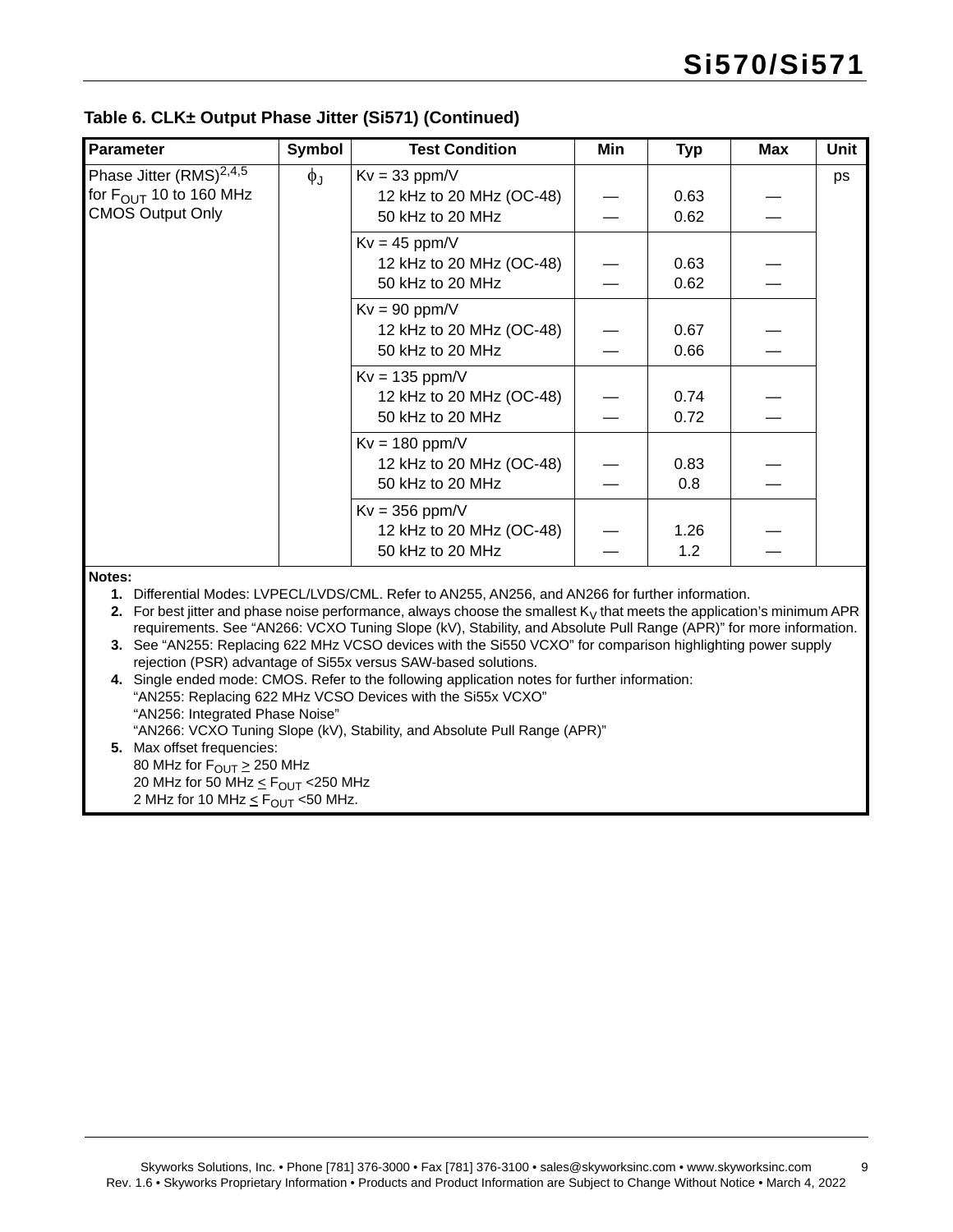**Table 6. CLK± Output Phase Jitter (Si571) (Continued)**

| Parameter | Symbol | Test Condition | Min | Typ | Max | Unit |
|---|---|---|---|---|---|---|
| Phase Jitter (RMS)[2,4,5] for $F_{OUT}$ 10 to 160 MHz CMOS Output Only | $\phi_J$ | Kv = 33 ppm/V<br>12 kHz to 20 MHz (OC-48)<br>50 kHz to 20 MHz | —<br>— | 0.63<br>0.62 | —<br>— | ps |
| | | Kv = 45 ppm/V<br>12 kHz to 20 MHz (OC-48)<br>50 kHz to 20 MHz | —<br>— | 0.63<br>0.62 | —<br>— | |
| | | Kv = 90 ppm/V<br>12 kHz to 20 MHz (OC-48)<br>50 kHz to 20 MHz | —<br>— | 0.67<br>0.66 | —<br>— | |
| | | Kv = 135 ppm/V<br>12 kHz to 20 MHz (OC-48)<br>50 kHz to 20 MHz | —<br>— | 0.74<br>0.72 | —<br>— | |
| | | Kv = 180 ppm/V<br>12 kHz to 20 MHz (OC-48)<br>50 kHz to 20 MHz | —<br>— | 0.83<br>0.8 | —<br>— | |
| | | Kv = 356 ppm/V<br>12 kHz to 20 MHz (OC-48)<br>50 kHz to 20 MHz | —<br>— | 1.26<br>1.2 | —<br>— | |

**Notes:**

1. Differential Modes: LVPECL/LVDS/CML. Refer to AN255, AN256, and AN266 for further information.
2. For best jitter and phase noise performance, always choose the smallest $K_V$ that meets the application's minimum APR requirements. See "AN266: VCXO Tuning Slope (kV), Stability, and Absolute Pull Range (APR)" for more information.
3. See "AN255: Replacing 622 MHz VCSO devices with the Si550 VCXO" for comparison highlighting power supply rejection (PSR) advantage of Si55x versus SAW-based solutions.
4. Single ended mode: CMOS. Refer to the following application notes for further information:
   "AN255: Replacing 622 MHz VCSO Devices with the Si55x VCXO"
   "AN256: Integrated Phase Noise"
   "AN266: VCXO Tuning Slope (kV), Stability, and Absolute Pull Range (APR)"
5. Max offset frequencies:
   80 MHz for $F_{OUT} \geq 250$ MHz
   20 MHz for 50 MHz $\leq F_{OUT} <$ 250 MHz
   2 MHz for 10 MHz $\leq F_{OUT} <$ 50 MHz.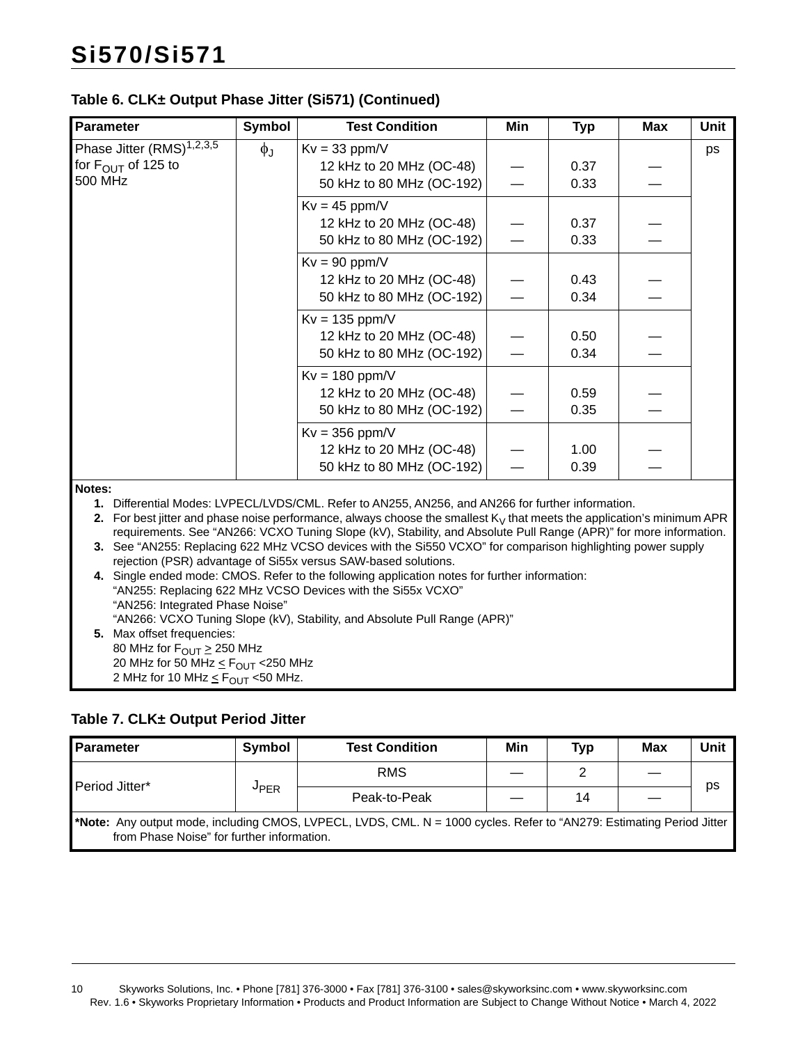### Table 6. CLK± Output Phase Jitter (Si571) (Continued)

| Parameter | Symbol | Test Condition | Min | Typ | Max | Unit |
|---|---|---|---|---|---|---|
| Phase Jitter (RMS)[1,2,3,5] for $F_{OUT}$ of 125 to 500 MHz | $\phi_J$ | Kv = 33 ppm/V<br>12 kHz to 20 MHz (OC-48)<br>50 kHz to 80 MHz (OC-192) | —<br>— | 0.37<br>0.33 | —<br>— | ps |
| | | Kv = 45 ppm/V<br>12 kHz to 20 MHz (OC-48)<br>50 kHz to 80 MHz (OC-192) | —<br>— | 0.37<br>0.33 | —<br>— | |
| | | Kv = 90 ppm/V<br>12 kHz to 20 MHz (OC-48)<br>50 kHz to 80 MHz (OC-192) | —<br>— | 0.43<br>0.34 | —<br>— | |
| | | Kv = 135 ppm/V<br>12 kHz to 20 MHz (OC-48)<br>50 kHz to 80 MHz (OC-192) | —<br>— | 0.50<br>0.34 | —<br>— | |
| | | Kv = 180 ppm/V<br>12 kHz to 20 MHz (OC-48)<br>50 kHz to 80 MHz (OC-192) | —<br>— | 0.59<br>0.35 | —<br>— | |
| | | Kv = 356 ppm/V<br>12 kHz to 20 MHz (OC-48)<br>50 kHz to 80 MHz (OC-192) | —<br>— | 1.00<br>0.39 | —<br>— | |

**Notes:**

1. Differential Modes: LVPECL/LVDS/CML. Refer to AN255, AN256, and AN266 for further information.
2. For best jitter and phase noise performance, always choose the smallest $K_V$ that meets the application's minimum APR requirements. See "AN266: VCXO Tuning Slope (kV), Stability, and Absolute Pull Range (APR)" for more information.
3. See "AN255: Replacing 622 MHz VCSO devices with the Si550 VCXO" for comparison highlighting power supply rejection (PSR) advantage of Si55x versus SAW-based solutions.
4. Single ended mode: CMOS. Refer to the following application notes for further information:
   "AN255: Replacing 622 MHz VCSO Devices with the Si55x VCXO"
   "AN256: Integrated Phase Noise"
   "AN266: VCXO Tuning Slope (kV), Stability, and Absolute Pull Range (APR)"
5. Max offset frequencies:
   80 MHz for $F_{OUT} \geq 250$ MHz
   20 MHz for 50 MHz $\leq F_{OUT}$ <250 MHz
   2 MHz for 10 MHz $\leq F_{OUT}$ <50 MHz.

### Table 7. CLK± Output Period Jitter

| Parameter | Symbol | Test Condition | Min | Typ | Max | Unit |
|---|---|---|---|---|---|---|
| Period Jitter* | $J_{PER}$ | RMS | — | 2 | — | ps |
| | | Peak-to-Peak | — | 14 | — | |

***Note:** Any output mode, including CMOS, LVPECL, LVDS, CML. N = 1000 cycles. Refer to "AN279: Estimating Period Jitter from Phase Noise" for further information.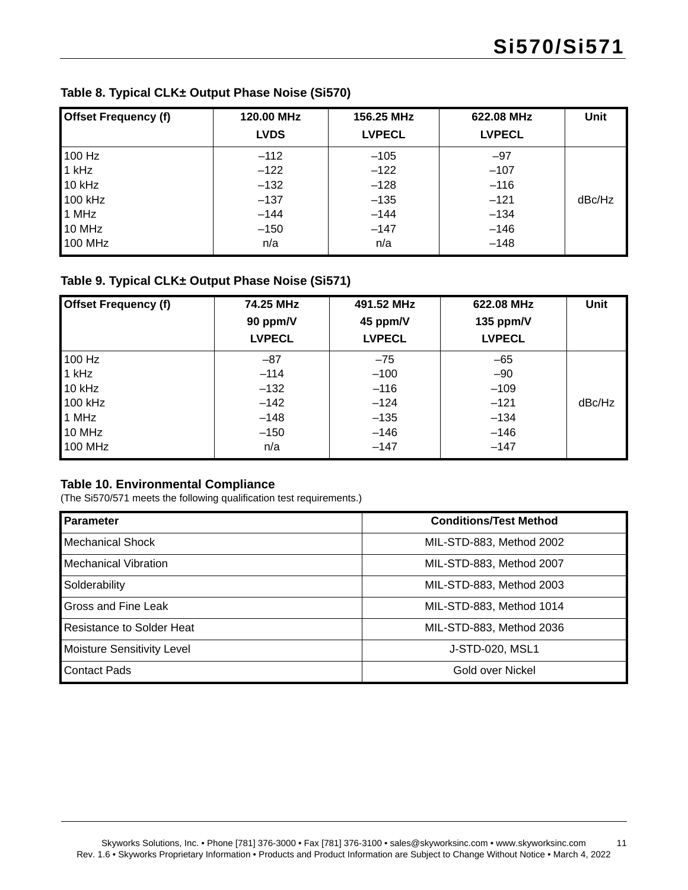**Table 8. Typical CLK± Output Phase Noise (Si570)**

| Offset Frequency (f) | 120.00 MHz LVDS | 156.25 MHz LVPECL | 622.08 MHz LVPECL | Unit |
|---|---|---|---|---|
| 100 Hz | –112 | –105 | –97 | dBc/Hz |
| 1 kHz | –122 | –122 | –107 | |
| 10 kHz | –132 | –128 | –116 | |
| 100 kHz | –137 | –135 | –121 | |
| 1 MHz | –144 | –144 | –134 | |
| 10 MHz | –150 | –147 | –146 | |
| 100 MHz | n/a | n/a | –148 | |

**Table 9. Typical CLK± Output Phase Noise (Si571)**

| Offset Frequency (f) | 74.25 MHz 90 ppm/V LVPECL | 491.52 MHz 45 ppm/V LVPECL | 622.08 MHz 135 ppm/V LVPECL | Unit |
|---|---|---|---|---|
| 100 Hz | –87 | –75 | –65 | dBc/Hz |
| 1 kHz | –114 | –100 | –90 | |
| 10 kHz | –132 | –116 | –109 | |
| 100 kHz | –142 | –124 | –121 | |
| 1 MHz | –148 | –135 | –134 | |
| 10 MHz | –150 | –146 | –146 | |
| 100 MHz | n/a | –147 | –147 | |

**Table 10. Environmental Compliance**

(The Si570/571 meets the following qualification test requirements.)

| Parameter | Conditions/Test Method |
|---|---|
| Mechanical Shock | MIL-STD-883, Method 2002 |
| Mechanical Vibration | MIL-STD-883, Method 2007 |
| Solderability | MIL-STD-883, Method 2003 |
| Gross and Fine Leak | MIL-STD-883, Method 1014 |
| Resistance to Solder Heat | MIL-STD-883, Method 2036 |
| Moisture Sensitivity Level | J-STD-020, MSL1 |
| Contact Pads | Gold over Nickel |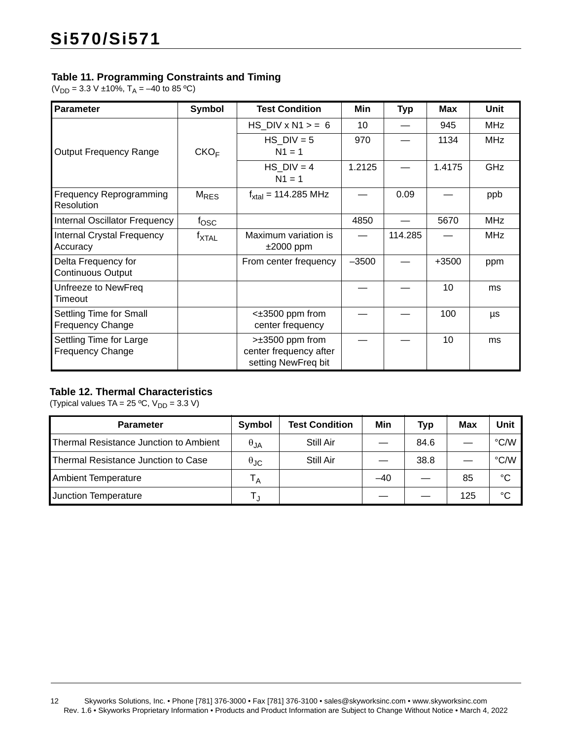### Table 11. Programming Constraints and Timing

($V_{DD}$ = 3.3 V ±10%, $T_A$ = –40 to 85 ºC)

| Parameter | Symbol | Test Condition | Min | Typ | Max | Unit |
|---|---|---|---|---|---|---|
| Output Frequency Range | $CKO_F$ | HS_DIV x N1 > = 6 | 10 | — | 945 | MHz |
| | | HS_DIV = 5<br>N1 = 1 | 970 | — | 1134 | MHz |
| | | HS_DIV = 4<br>N1 = 1 | 1.2125 | — | 1.4175 | GHz |
| Frequency Reprogramming Resolution | $M_{RES}$ | $f_{xtal}$ = 114.285 MHz | — | 0.09 | — | ppb |
| Internal Oscillator Frequency | $f_{OSC}$ | | 4850 | — | 5670 | MHz |
| Internal Crystal Frequency Accuracy | $f_{XTAL}$ | Maximum variation is ±2000 ppm | — | 114.285 | — | MHz |
| Delta Frequency for Continuous Output | | From center frequency | –3500 | — | +3500 | ppm |
| Unfreeze to NewFreq Timeout | | | — | — | 10 | ms |
| Settling Time for Small Frequency Change | | <±3500 ppm from center frequency | — | — | 100 | µs |
| Settling Time for Large Frequency Change | | >±3500 ppm from center frequency after setting NewFreq bit | — | — | 10 | ms |

### Table 12. Thermal Characteristics

(Typical values TA = 25 ºC, $V_{DD}$ = 3.3 V)

| Parameter | Symbol | Test Condition | Min | Typ | Max | Unit |
|---|---|---|---|---|---|---|
| Thermal Resistance Junction to Ambient | $\theta_{JA}$ | Still Air | — | 84.6 | — | °C/W |
| Thermal Resistance Junction to Case | $\theta_{JC}$ | Still Air | — | 38.8 | — | °C/W |
| Ambient Temperature | $T_A$ | | –40 | — | 85 | °C |
| Junction Temperature | $T_J$ | | — | — | 125 | °C |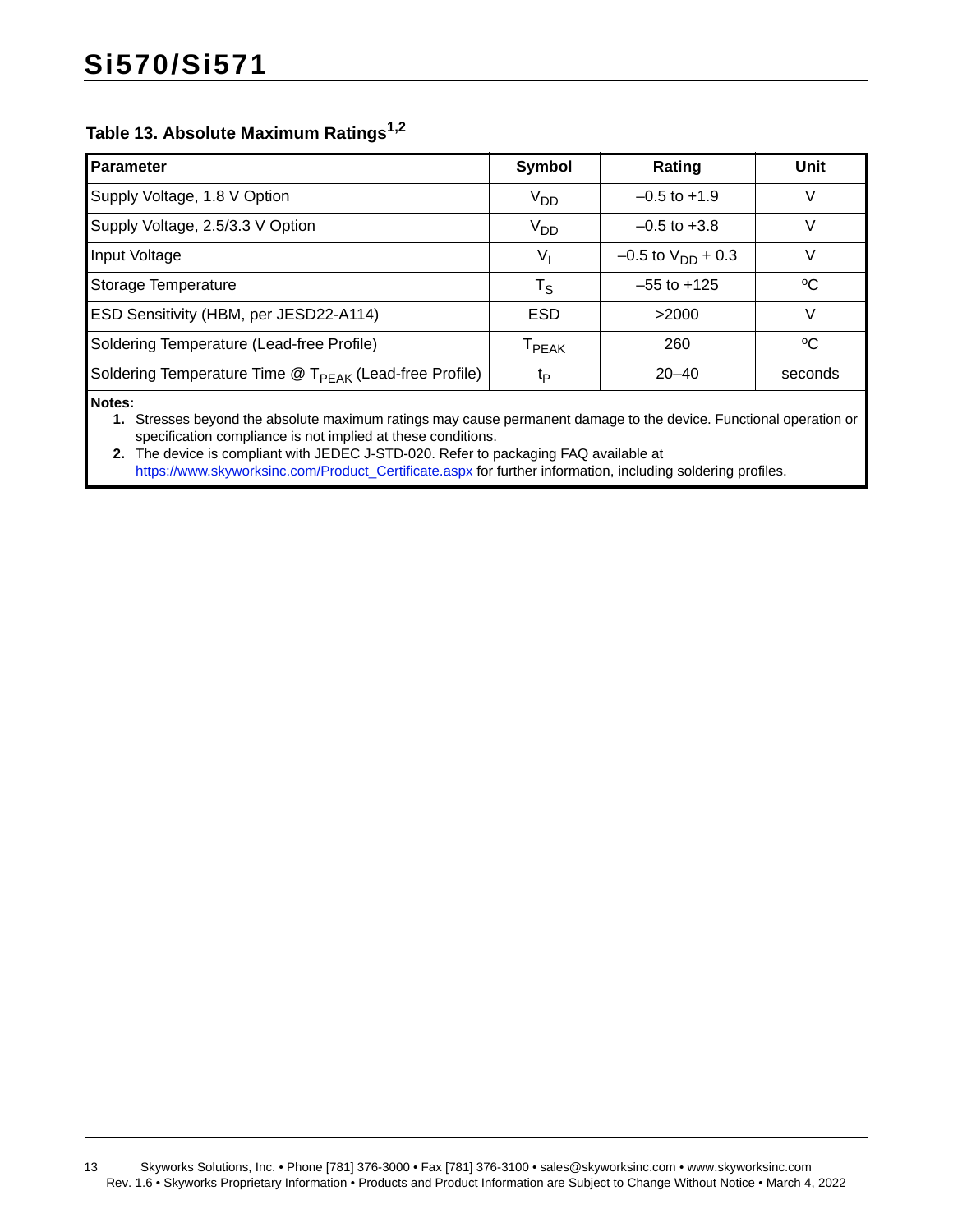### Table 13. Absolute Maximum Ratings[1,2]

| Parameter | Symbol | Rating | Unit |
|---|---|---|---|
| Supply Voltage, 1.8 V Option | $V_{DD}$ | –0.5 to +1.9 | V |
| Supply Voltage, 2.5/3.3 V Option | $V_{DD}$ | –0.5 to +3.8 | V |
| Input Voltage | $V_I$ | –0.5 to $V_{DD}$ + 0.3 | V |
| Storage Temperature | $T_S$ | –55 to +125 | ºC |
| ESD Sensitivity (HBM, per JESD22-A114) | ESD | >2000 | V |
| Soldering Temperature (Lead-free Profile) | $T_{PEAK}$ | 260 | ºC |
| Soldering Temperature Time @ $T_{PEAK}$ (Lead-free Profile) | $t_P$ | 20–40 | seconds |

**Notes:**

1. Stresses beyond the absolute maximum ratings may cause permanent damage to the device. Functional operation or specification compliance is not implied at these conditions.
2. The device is compliant with JEDEC J-STD-020. Refer to packaging FAQ available at https://www.skyworksinc.com/Product_Certificate.aspx for further information, including soldering profiles.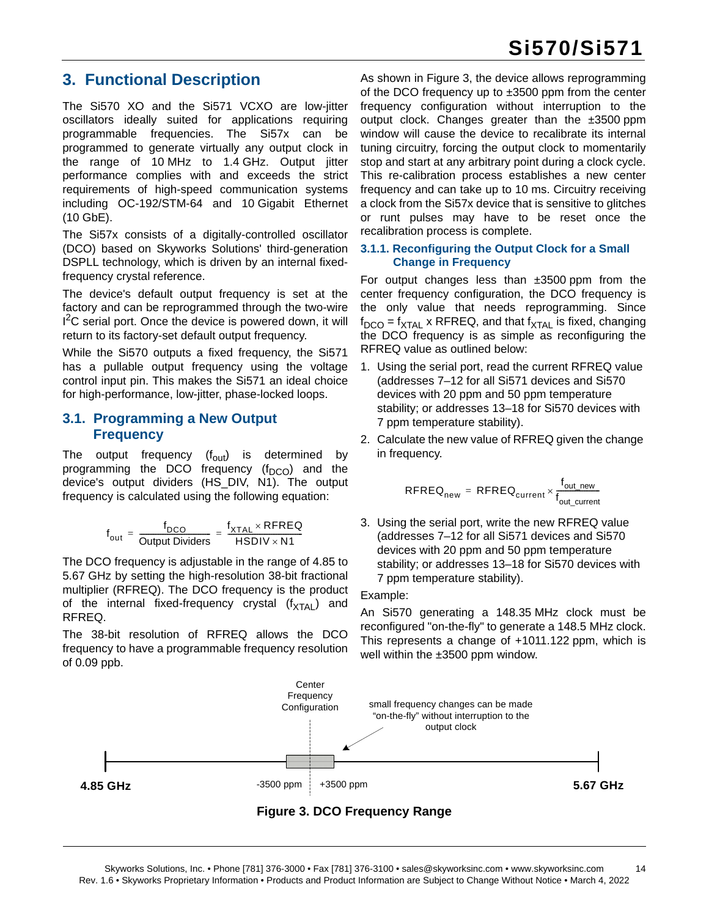# 3. Functional Description

The Si570 XO and the Si571 VCXO are low-jitter oscillators ideally suited for applications requiring programmable frequencies. The Si57x can be programmed to generate virtually any output clock in the range of 10 MHz to 1.4 GHz. Output jitter performance complies with and exceeds the strict requirements of high-speed communication systems including OC-192/STM-64 and 10 Gigabit Ethernet (10 GbE).

The Si57x consists of a digitally-controlled oscillator (DCO) based on Skyworks Solutions' third-generation DSPLL technology, which is driven by an internal fixed-frequency crystal reference.

The device's default output frequency is set at the factory and can be reprogrammed through the two-wire $I^2C$ serial port. Once the device is powered down, it will return to its factory-set default output frequency.

While the Si570 outputs a fixed frequency, the Si571 has a pullable output frequency using the voltage control input pin. This makes the Si571 an ideal choice for high-performance, low-jitter, phase-locked loops.

## 3.1. Programming a New Output Frequency

The output frequency ($f_{out}$) is determined by programming the DCO frequency ($f_{DCO}$) and the device's output dividers (HS_DIV, N1). The output frequency is calculated using the following equation:

$$f_{out} = \frac{f_{DCO}}{\text{Output Dividers}} = \frac{f_{XTAL} \times RFREQ}{HSDIV \times N1}$$

The DCO frequency is adjustable in the range of 4.85 to 5.67 GHz by setting the high-resolution 38-bit fractional multiplier (RFREQ). The DCO frequency is the product of the internal fixed-frequency crystal ($f_{XTAL}$) and RFREQ.

The 38-bit resolution of RFREQ allows the DCO frequency to have a programmable frequency resolution of 0.09 ppb.

As shown in Figure 3, the device allows reprogramming of the DCO frequency up to ±3500 ppm from the center frequency configuration without interruption to the output clock. Changes greater than the ±3500 ppm window will cause the device to recalibrate its internal tuning circuitry, forcing the output clock to momentarily stop and start at any arbitrary point during a clock cycle. This re-calibration process establishes a new center frequency and can take up to 10 ms. Circuitry receiving a clock from the Si57x device that is sensitive to glitches or runt pulses may have to be reset once the recalibration process is complete.

### 3.1.1. Reconfiguring the Output Clock for a Small Change in Frequency

For output changes less than ±3500 ppm from the center frequency configuration, the DCO frequency is the only value that needs reprogramming. Since $f_{DCO} = f_{XTAL} \times RFREQ$, and that $f_{XTAL}$ is fixed, changing the DCO frequency is as simple as reconfiguring the RFREQ value as outlined below:

1. Using the serial port, read the current RFREQ value (addresses 7–12 for all Si571 devices and Si570 devices with 20 ppm and 50 ppm temperature stability; or addresses 13–18 for Si570 devices with 7 ppm temperature stability).
2. Calculate the new value of RFREQ given the change in frequency.

$$RFREQ_{new} = RFREQ_{current} \times \frac{f_{out\_new}}{f_{out\_current}}$$

3. Using the serial port, write the new RFREQ value (addresses 7–12 for all Si571 devices and Si570 devices with 20 ppm and 50 ppm temperature stability; or addresses 13–18 for Si570 devices with 7 ppm temperature stability).

Example:

An Si570 generating a 148.35 MHz clock must be reconfigured "on-the-fly" to generate a 148.5 MHz clock. This represents a change of +1011.122 ppm, which is well within the ±3500 ppm window.

Center Frequency Configuration

small frequency changes can be made "on-the-fly" without interruption to the output clock

4.85 GHz — -3500 ppm — +3500 ppm — 5.67 GHz

**Figure 3. DCO Frequency Range**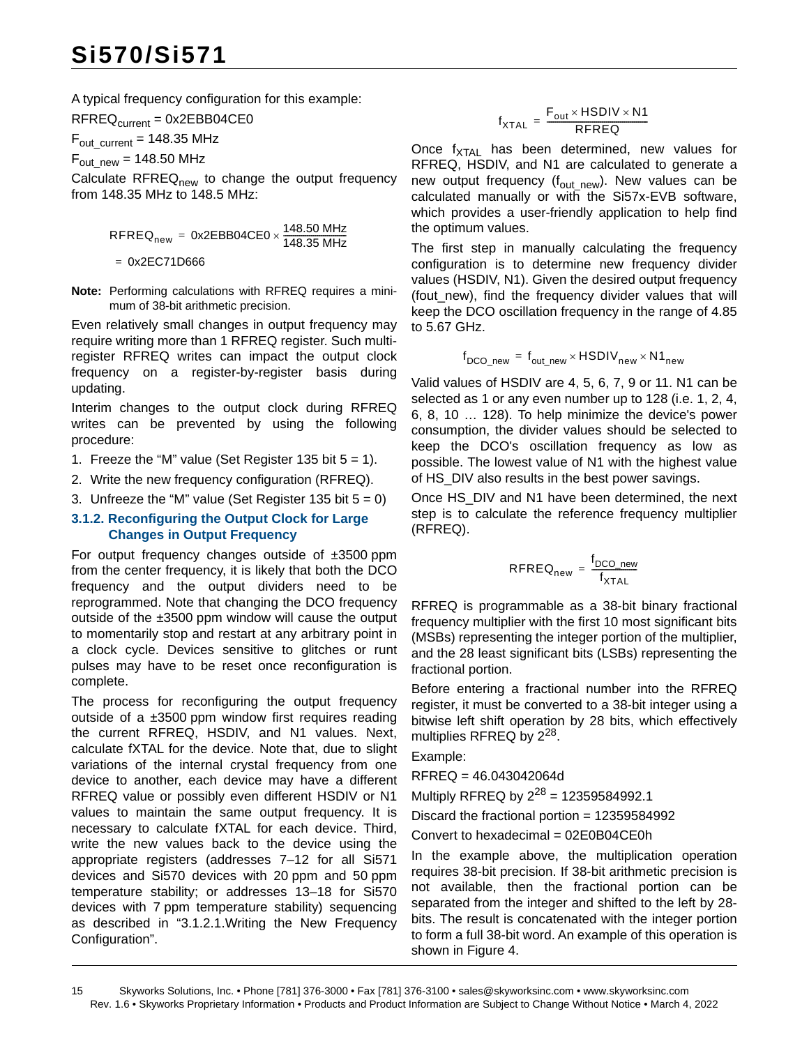A typical frequency configuration for this example:

$RFREQ_{current}$ = 0x2EBB04CE0

$F_{out\_current}$ = 148.35 MHz

$F_{out\_new}$ = 148.50 MHz

Calculate $RFREQ_{new}$ to change the output frequency from 148.35 MHz to 148.5 MHz:

$$RFREQ_{new} = 0x2EBB04CE0 \times \frac{148.50\ \text{MHz}}{148.35\ \text{MHz}}$$

$$= 0x2EC71D666$$

**Note:** Performing calculations with RFREQ requires a minimum of 38-bit arithmetic precision.

Even relatively small changes in output frequency may require writing more than 1 RFREQ register. Such multi-register RFREQ writes can impact the output clock frequency on a register-by-register basis during updating.

Interim changes to the output clock during RFREQ writes can be prevented by using the following procedure:

1. Freeze the "M" value (Set Register 135 bit 5 = 1).
2. Write the new frequency configuration (RFREQ).
3. Unfreeze the "M" value (Set Register 135 bit 5 = 0)

### 3.1.2. Reconfiguring the Output Clock for Large Changes in Output Frequency

For output frequency changes outside of ±3500 ppm from the center frequency, it is likely that both the DCO frequency and the output dividers need to be reprogrammed. Note that changing the DCO frequency outside of the ±3500 ppm window will cause the output to momentarily stop and restart at any arbitrary point in a clock cycle. Devices sensitive to glitches or runt pulses may have to be reset once reconfiguration is complete.

The process for reconfiguring the output frequency outside of a ±3500 ppm window first requires reading the current RFREQ, HSDIV, and N1 values. Next, calculate fXTAL for the device. Note that, due to slight variations of the internal crystal frequency from one device to another, each device may have a different RFREQ value or possibly even different HSDIV or N1 values to maintain the same output frequency. It is necessary to calculate fXTAL for each device. Third, write the new values back to the device using the appropriate registers (addresses 7–12 for all Si571 devices and Si570 devices with 20 ppm and 50 ppm temperature stability; or addresses 13–18 for Si570 devices with 7 ppm temperature stability) sequencing as described in "3.1.2.1.Writing the New Frequency Configuration".

$$f_{XTAL} = \frac{F_{out} \times HSDIV \times N1}{RFREQ}$$

Once $f_{XTAL}$ has been determined, new values for RFREQ, HSDIV, and N1 are calculated to generate a new output frequency ($f_{out\_new}$). New values can be calculated manually or with the Si57x-EVB software, which provides a user-friendly application to help find the optimum values.

The first step in manually calculating the frequency configuration is to determine new frequency divider values (HSDIV, N1). Given the desired output frequency (fout_new), find the frequency divider values that will keep the DCO oscillation frequency in the range of 4.85 to 5.67 GHz.

$$f_{DCO\_new} = f_{out\_new} \times HSDIV_{new} \times N1_{new}$$

Valid values of HSDIV are 4, 5, 6, 7, 9 or 11. N1 can be selected as 1 or any even number up to 128 (i.e. 1, 2, 4, 6, 8, 10 … 128). To help minimize the device's power consumption, the divider values should be selected to keep the DCO's oscillation frequency as low as possible. The lowest value of N1 with the highest value of HS_DIV also results in the best power savings.

Once HS_DIV and N1 have been determined, the next step is to calculate the reference frequency multiplier (RFREQ).

$$RFREQ_{new} = \frac{f_{DCO\_new}}{f_{XTAL}}$$

RFREQ is programmable as a 38-bit binary fractional frequency multiplier with the first 10 most significant bits (MSBs) representing the integer portion of the multiplier, and the 28 least significant bits (LSBs) representing the fractional portion.

Before entering a fractional number into the RFREQ register, it must be converted to a 38-bit integer using a bitwise left shift operation by 28 bits, which effectively multiplies RFREQ by $2^{28}$.

Example:

RFREQ = 46.043042064d

Multiply RFREQ by $2^{28}$ = 12359584992.1

Discard the fractional portion = 12359584992

Convert to hexadecimal = 02E0B04CE0h

In the example above, the multiplication operation requires 38-bit precision. If 38-bit arithmetic precision is not available, then the fractional portion can be separated from the integer and shifted to the left by 28-bits. The result is concatenated with the integer portion to form a full 38-bit word. An example of this operation is shown in Figure 4.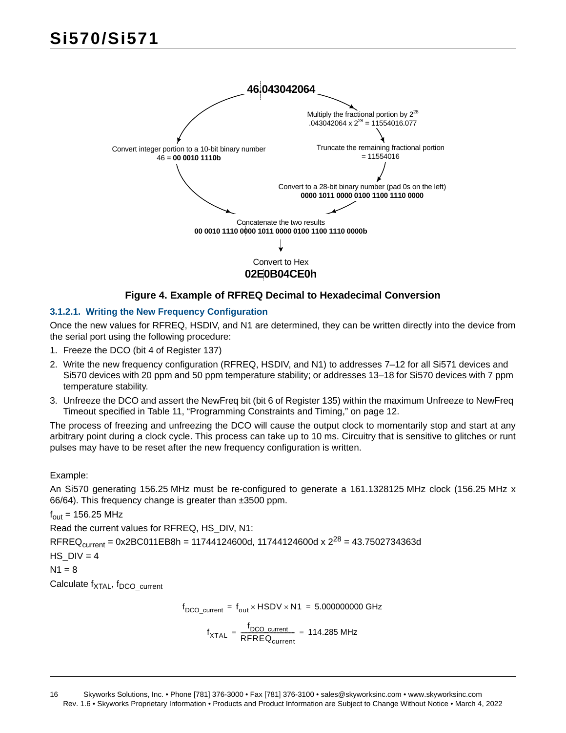46.043042064

Multiply the fractional portion by $2^{28}$
$.043042064 \times 2^{28} = 11554016.077$

Truncate the remaining fractional portion
= 11554016

Convert to a 28-bit binary number (pad 0s on the left)
**0000 1011 0000 0100 1100 1110 0000**

Convert integer portion to a 10-bit binary number
46 = **00 0010 1110b**

Concatenate the two results
**00 0010 1110 0000 1011 0000 0100 1100 1110 0000b**

Convert to Hex
**02E0B04CE0h**

**Figure 4. Example of RFREQ Decimal to Hexadecimal Conversion**

#### 3.1.2.1. Writing the New Frequency Configuration

Once the new values for RFREQ, HSDIV, and N1 are determined, they can be written directly into the device from the serial port using the following procedure:

1. Freeze the DCO (bit 4 of Register 137)
2. Write the new frequency configuration (RFREQ, HSDIV, and N1) to addresses 7–12 for all Si571 devices and Si570 devices with 20 ppm and 50 ppm temperature stability; or addresses 13–18 for Si570 devices with 7 ppm temperature stability.
3. Unfreeze the DCO and assert the NewFreq bit (bit 6 of Register 135) within the maximum Unfreeze to NewFreq Timeout specified in Table 11, "Programming Constraints and Timing," on page 12.

The process of freezing and unfreezing the DCO will cause the output clock to momentarily stop and start at any arbitrary point during a clock cycle. This process can take up to 10 ms. Circuitry that is sensitive to glitches or runt pulses may have to be reset after the new frequency configuration is written.

Example:

An Si570 generating 156.25 MHz must be re-configured to generate a 161.1328125 MHz clock (156.25 MHz x 66/64). This frequency change is greater than ±3500 ppm.

$f_{out}$ = 156.25 MHz

Read the current values for RFREQ, HS_DIV, N1:

$RFREQ_{current}$ = 0x2BC011EB8h = 11744124600d, 11744124600d x $2^{28}$ = 43.7502734363d

HS_DIV = 4

N1 = 8

Calculate $f_{XTAL}$, $f_{DCO\_current}$

$$f_{DCO\_current} = f_{out} \times HSDV \times N1 = 5.000000000 \text{ GHz}$$

$$f_{XTAL} = \frac{f_{DCO\_current}}{RFREQ_{current}} = 114.285 \text{ MHz}$$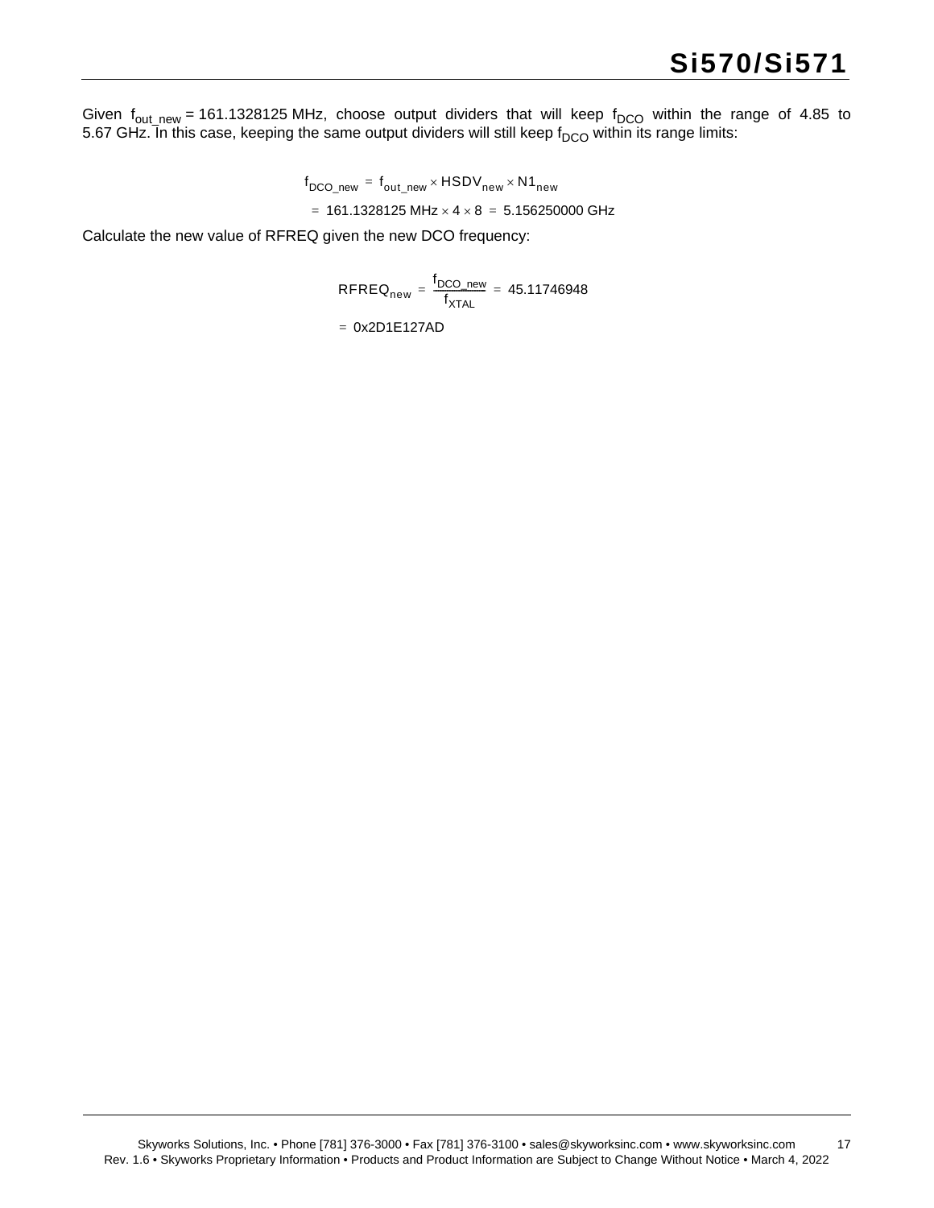Given $f_{out\_new}$ = 161.1328125 MHz, choose output dividers that will keep $f_{DCO}$ within the range of 4.85 to 5.67 GHz. In this case, keeping the same output dividers will still keep $f_{DCO}$ within its range limits:

$$f_{DCO\_new} = f_{out\_new} \times HSDV_{new} \times N1_{new}$$

$$= 161.1328125\text{ MHz} \times 4 \times 8 = 5.156250000\text{ GHz}$$

Calculate the new value of RFREQ given the new DCO frequency:

$$RFREQ_{new} = \frac{f_{DCO\_new}}{f_{XTAL}} = 45.11746948$$

$$= 0x2D1E127AD$$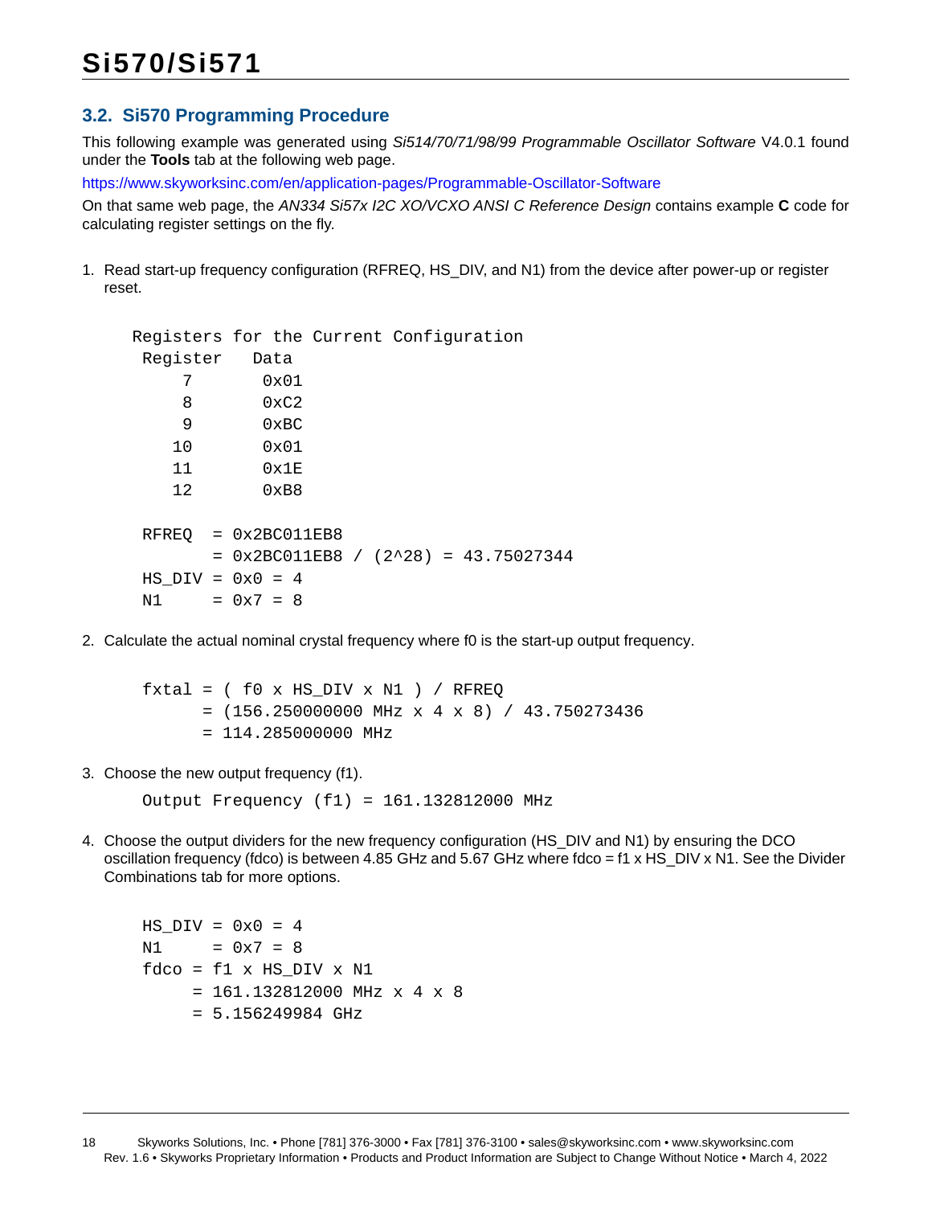## 3.2. Si570 Programming Procedure

This following example was generated using *Si514/70/71/98/99 Programmable Oscillator Software* V4.0.1 found under the **Tools** tab at the following web page.

https://www.skyworksinc.com/en/application-pages/Programmable-Oscillator-Software

On that same web page, the *AN334 Si57x I2C XO/VCXO ANSI C Reference Design* contains example **C** code for calculating register settings on the fly.

1. Read start-up frequency configuration (RFREQ, HS_DIV, and N1) from the device after power-up or register reset.

```
Registers for the Current Configuration
 Register   Data
     7       0x01
     8       0xC2
     9       0xBC
    10       0x01
    11       0x1E
    12       0xB8

 RFREQ  = 0x2BC011EB8
        = 0x2BC011EB8 / (2^28) = 43.75027344
 HS_DIV = 0x0 = 4
 N1     = 0x7 = 8
```

2. Calculate the actual nominal crystal frequency where f0 is the start-up output frequency.

```
 fxtal = ( f0 x HS_DIV x N1 ) / RFREQ
       = (156.250000000 MHz x 4 x 8) / 43.750273436
       = 114.285000000 MHz
```

3. Choose the new output frequency (f1).

```
 Output Frequency (f1) = 161.132812000 MHz
```

4. Choose the output dividers for the new frequency configuration (HS_DIV and N1) by ensuring the DCO oscillation frequency (fdco) is between 4.85 GHz and 5.67 GHz where fdco = f1 x HS_DIV x N1. See the Divider Combinations tab for more options.

```
 HS_DIV = 0x0 = 4
 N1     = 0x7 = 8
 fdco = f1 x HS_DIV x N1
      = 161.132812000 MHz x 4 x 8
      = 5.156249984 GHz
```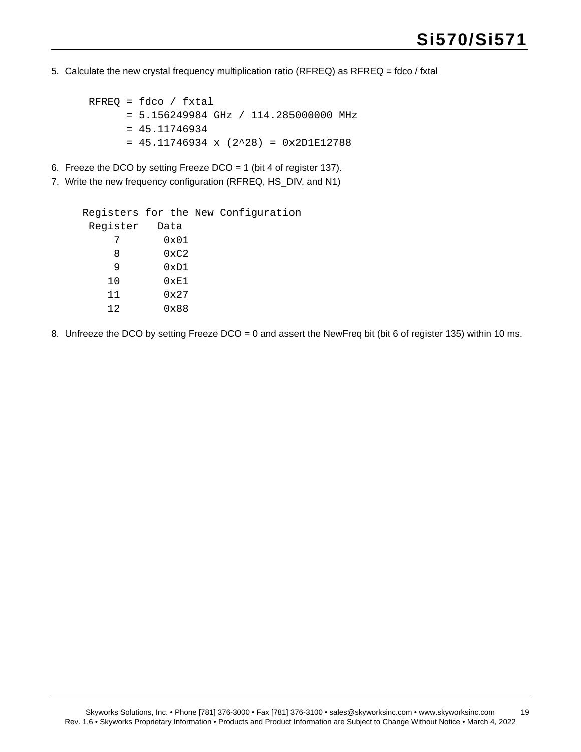5. Calculate the new crystal frequency multiplication ratio (RFREQ) as RFREQ = fdco / fxtal

```
RFREQ = fdco / fxtal
      = 5.156249984 GHz / 114.285000000 MHz
      = 45.11746934
      = 45.11746934 x (2^28) = 0x2D1E12788
```

6. Freeze the DCO by setting Freeze DCO = 1 (bit 4 of register 137).
7. Write the new frequency configuration (RFREQ, HS_DIV, and N1)

Registers for the New Configuration

| Register | Data |
|---|---|
| 7 | 0x01 |
| 8 | 0xC2 |
| 9 | 0xD1 |
| 10 | 0xE1 |
| 11 | 0x27 |
| 12 | 0x88 |

8. Unfreeze the DCO by setting Freeze DCO = 0 and assert the NewFreq bit (bit 6 of register 135) within 10 ms.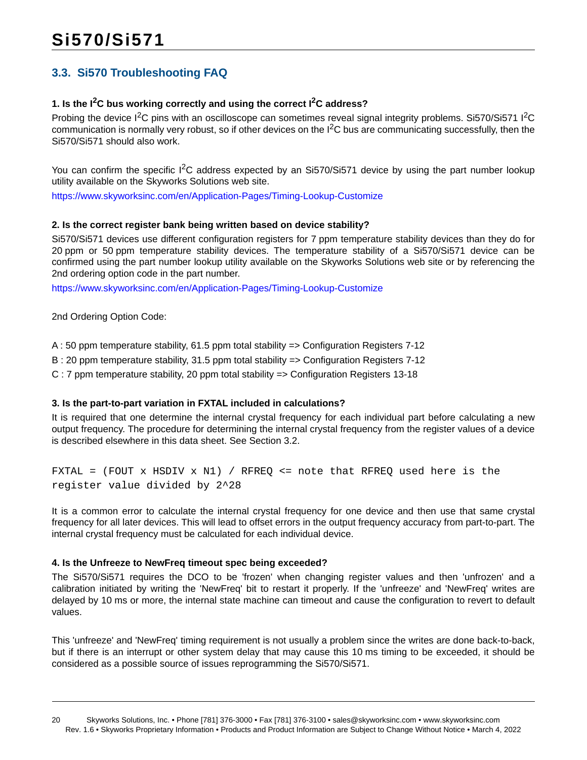## 3.3. Si570 Troubleshooting FAQ

**1. Is the I$^2$C bus working correctly and using the correct I$^2$C address?**

Probing the device I$^2$C pins with an oscilloscope can sometimes reveal signal integrity problems. Si570/Si571 I$^2$C communication is normally very robust, so if other devices on the I$^2$C bus are communicating successfully, then the Si570/Si571 should also work.

You can confirm the specific I$^2$C address expected by an Si570/Si571 device by using the part number lookup utility available on the Skyworks Solutions web site.

https://www.skyworksinc.com/en/Application-Pages/Timing-Lookup-Customize

**2. Is the correct register bank being written based on device stability?**

Si570/Si571 devices use different configuration registers for 7 ppm temperature stability devices than they do for 20 ppm or 50 ppm temperature stability devices. The temperature stability of a Si570/Si571 device can be confirmed using the part number lookup utility available on the Skyworks Solutions web site or by referencing the 2nd ordering option code in the part number.

https://www.skyworksinc.com/en/Application-Pages/Timing-Lookup-Customize

2nd Ordering Option Code:

A : 50 ppm temperature stability, 61.5 ppm total stability => Configuration Registers 7-12

B : 20 ppm temperature stability, 31.5 ppm total stability => Configuration Registers 7-12

C : 7 ppm temperature stability, 20 ppm total stability => Configuration Registers 13-18

**3. Is the part-to-part variation in FXTAL included in calculations?**

It is required that one determine the internal crystal frequency for each individual part before calculating a new output frequency. The procedure for determining the internal crystal frequency from the register values of a device is described elsewhere in this data sheet. See Section 3.2.

```
FXTAL = (FOUT x HSDIV x N1) / RFREQ <= note that RFREQ used here is the
register value divided by 2^28
```

It is a common error to calculate the internal crystal frequency for one device and then use that same crystal frequency for all later devices. This will lead to offset errors in the output frequency accuracy from part-to-part. The internal crystal frequency must be calculated for each individual device.

**4. Is the Unfreeze to NewFreq timeout spec being exceeded?**

The Si570/Si571 requires the DCO to be 'frozen' when changing register values and then 'unfrozen' and a calibration initiated by writing the 'NewFreq' bit to restart it properly. If the 'unfreeze' and 'NewFreq' writes are delayed by 10 ms or more, the internal state machine can timeout and cause the configuration to revert to default values.

This 'unfreeze' and 'NewFreq' timing requirement is not usually a problem since the writes are done back-to-back, but if there is an interrupt or other system delay that may cause this 10 ms timing to be exceeded, it should be considered as a possible source of issues reprogramming the Si570/Si571.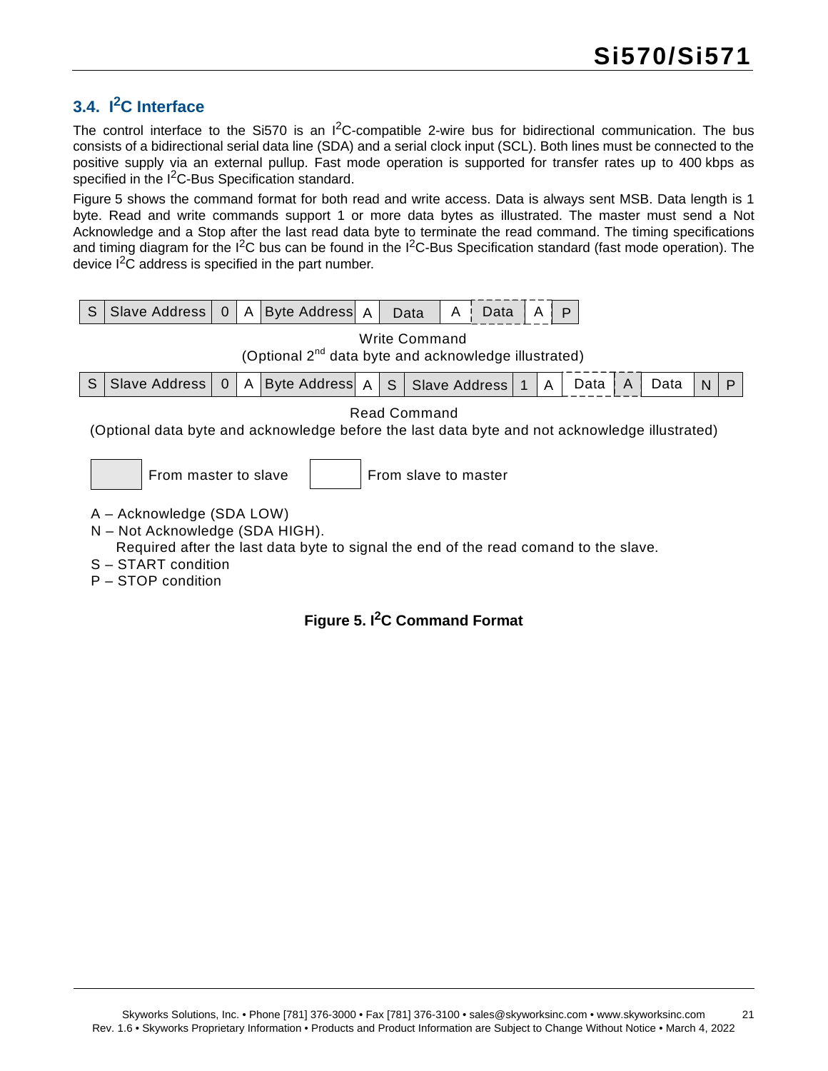## 3.4. I$^2$C Interface

The control interface to the Si570 is an I$^2$C-compatible 2-wire bus for bidirectional communication. The bus consists of a bidirectional serial data line (SDA) and a serial clock input (SCL). Both lines must be connected to the positive supply via an external pullup. Fast mode operation is supported for transfer rates up to 400 kbps as specified in the I$^2$C-Bus Specification standard.

Figure 5 shows the command format for both read and write access. Data is always sent MSB. Data length is 1 byte. Read and write commands support 1 or more data bytes as illustrated. The master must send a Not Acknowledge and a Stop after the last read data byte to terminate the read command. The timing specifications and timing diagram for the I$^2$C bus can be found in the I$^2$C-Bus Specification standard (fast mode operation). The device I$^2$C address is specified in the part number.

| S | Slave Address | 0 | A | Byte Address | A | Data | A | Data | A | P |
|---|---|---|---|---|---|---|---|---|---|---|

Write Command
(Optional 2nd data byte and acknowledge illustrated)

| S | Slave Address | 0 | A | Byte Address | A | S | Slave Address | 1 | A | Data | A | Data | N | P |
|---|---|---|---|---|---|---|---|---|---|---|---|---|---|---|

Read Command
(Optional data byte and acknowledge before the last data byte and not acknowledge illustrated)

From master to slave | From slave to master

A – Acknowledge (SDA LOW)
N – Not Acknowledge (SDA HIGH).
Required after the last data byte to signal the end of the read comand to the slave.
S – START condition
P – STOP condition

**Figure 5. I$^2$C Command Format**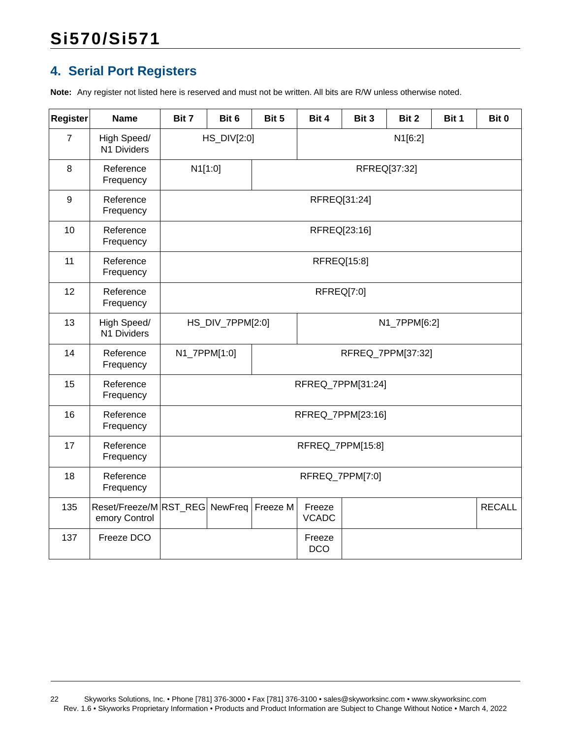## 4. Serial Port Registers

**Note:** Any register not listed here is reserved and must not be written. All bits are R/W unless otherwise noted.

| Register | Name | Bit 7 | Bit 6 | Bit 5 | Bit 4 | Bit 3 | Bit 2 | Bit 1 | Bit 0 |
|---|---|---|---|---|---|---|---|---|---|
| 7 | High Speed/ N1 Dividers | HS_DIV[2:0] | | | N1[6:2] | | | | |
| 8 | Reference Frequency | N1[1:0] | | RFREQ[37:32] | | | | | |
| 9 | Reference Frequency | RFREQ[31:24] | | | | | | | |
| 10 | Reference Frequency | RFREQ[23:16] | | | | | | | |
| 11 | Reference Frequency | RFREQ[15:8] | | | | | | | |
| 12 | Reference Frequency | RFREQ[7:0] | | | | | | | |
| 13 | High Speed/ N1 Dividers | HS_DIV_7PPM[2:0] | | | N1_7PPM[6:2] | | | | |
| 14 | Reference Frequency | N1_7PPM[1:0] | | RFREQ_7PPM[37:32] | | | | | |
| 15 | Reference Frequency | RFREQ_7PPM[31:24] | | | | | | | |
| 16 | Reference Frequency | RFREQ_7PPM[23:16] | | | | | | | |
| 17 | Reference Frequency | RFREQ_7PPM[15:8] | | | | | | | |
| 18 | Reference Frequency | RFREQ_7PPM[7:0] | | | | | | | |
| 135 | Reset/Freeze/Memory Control | RST_REG | NewFreq | Freeze M | Freeze VCADC | | | | RECALL |
| 137 | Freeze DCO | | | | Freeze DCO | | | | |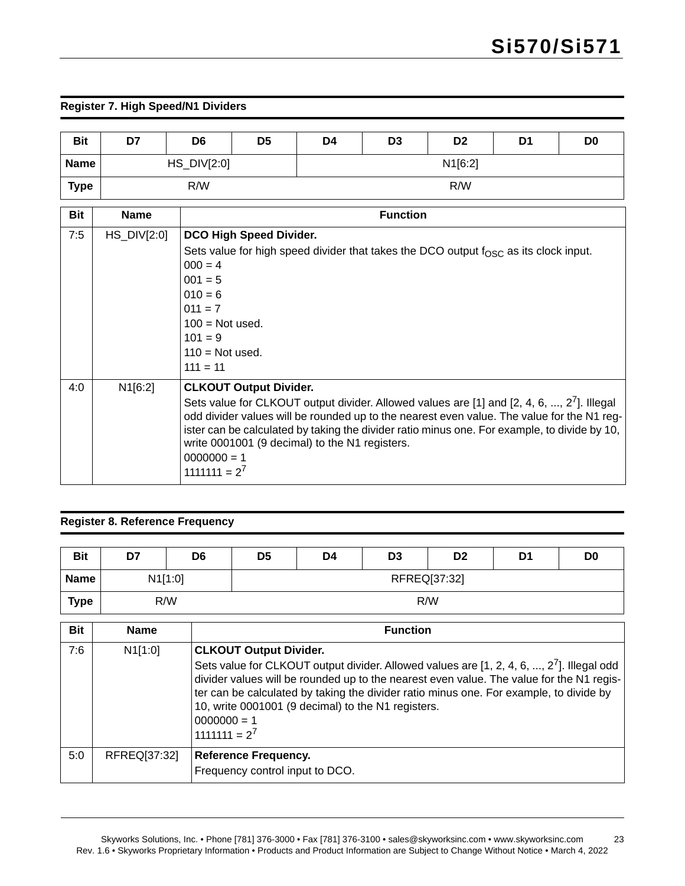### Register 7. High Speed/N1 Dividers

| Bit | D7 | D6 | D5 | D4 | D3 | D2 | D1 | D0 |
|---|---|---|---|---|---|---|---|---|
| Name | HS_DIV[2:0] | | | N1[6:2] | | | | |
| Type | R/W | | | R/W | | | | |

| Bit | Name | Function |
|---|---|---|
| 7:5 | HS_DIV[2:0] | **DCO High Speed Divider.**<br>Sets value for high speed divider that takes the DCO output $f_{OSC}$ as its clock input.<br>000 = 4<br>001 = 5<br>010 = 6<br>011 = 7<br>100 = Not used.<br>101 = 9<br>110 = Not used.<br>111 = 11 |
| 4:0 | N1[6:2] | **CLKOUT Output Divider.**<br>Sets value for CLKOUT output divider. Allowed values are [1] and [2, 4, 6, ..., $2^7$]. Illegal odd divider values will be rounded up to the nearest even value. The value for the N1 register can be calculated by taking the divider ratio minus one. For example, to divide by 10, write 0001001 (9 decimal) to the N1 registers.<br>0000000 = 1<br>1111111 = $2^7$ |

### Register 8. Reference Frequency

| Bit | D7 | D6 | D5 | D4 | D3 | D2 | D1 | D0 |
|---|---|---|---|---|---|---|---|---|
| Name | N1[1:0] | | RFREQ[37:32] | | | | | |
| Type | R/W | | R/W | | | | | |

| Bit | Name | Function |
|---|---|---|
| 7:6 | N1[1:0] | **CLKOUT Output Divider.**<br>Sets value for CLKOUT output divider. Allowed values are [1, 2, 4, 6, ..., $2^7$]. Illegal odd divider values will be rounded up to the nearest even value. The value for the N1 register can be calculated by taking the divider ratio minus one. For example, to divide by 10, write 0001001 (9 decimal) to the N1 registers.<br>0000000 = 1<br>1111111 = $2^7$ |
| 5:0 | RFREQ[37:32] | **Reference Frequency.**<br>Frequency control input to DCO. |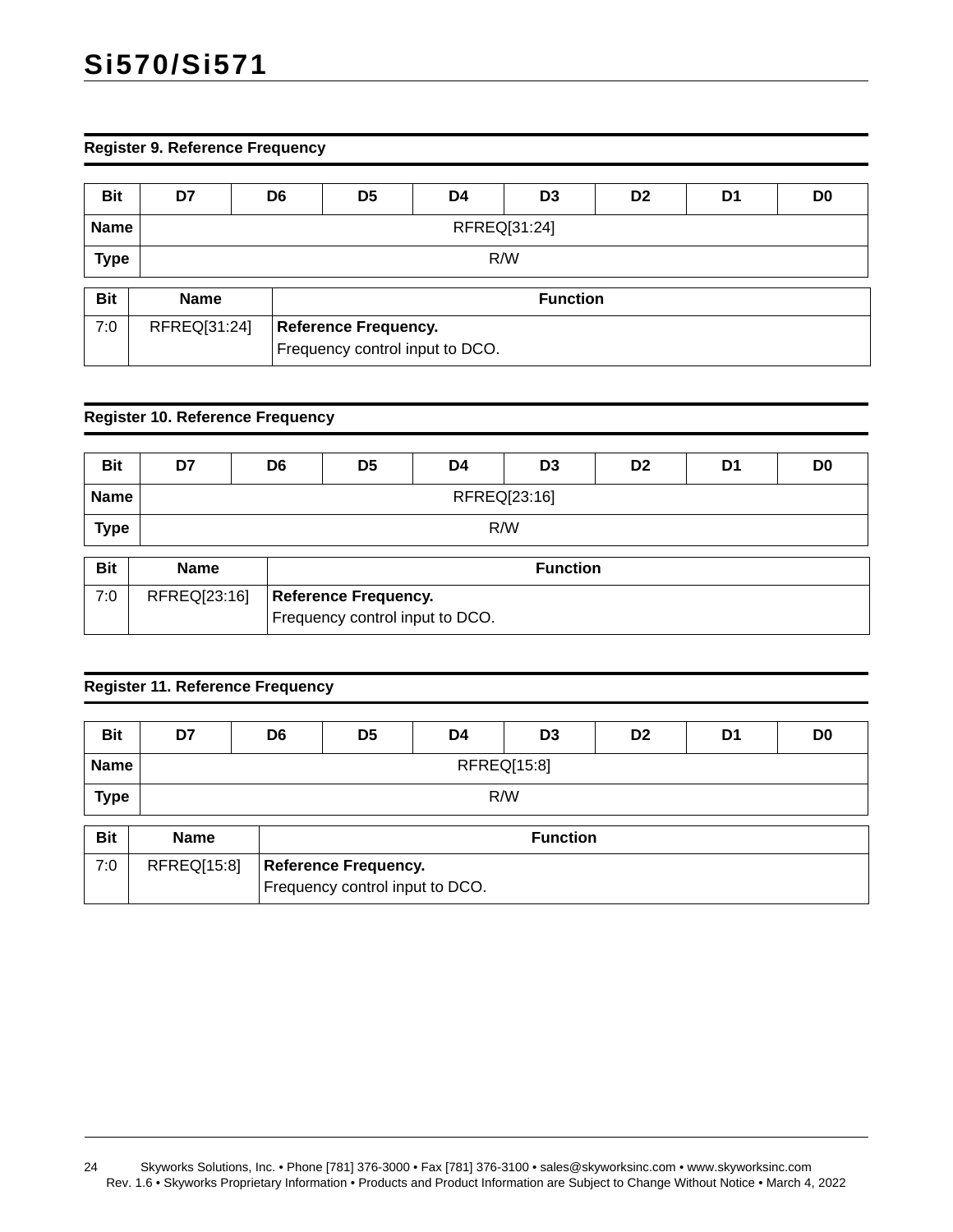### Register 9. Reference Frequency

| Bit | D7 | D6 | D5 | D4 | D3 | D2 | D1 | D0 |
|---|---|---|---|---|---|---|---|---|
| Name | RFREQ[31:24] | | | | | | | |
| Type | R/W | | | | | | | |

| Bit | Name | Function |
|---|---|---|
| 7:0 | RFREQ[31:24] | **Reference Frequency.**<br>Frequency control input to DCO. |

### Register 10. Reference Frequency

| Bit | D7 | D6 | D5 | D4 | D3 | D2 | D1 | D0 |
|---|---|---|---|---|---|---|---|---|
| Name | RFREQ[23:16] | | | | | | | |
| Type | R/W | | | | | | | |

| Bit | Name | Function |
|---|---|---|
| 7:0 | RFREQ[23:16] | **Reference Frequency.**<br>Frequency control input to DCO. |

### Register 11. Reference Frequency

| Bit | D7 | D6 | D5 | D4 | D3 | D2 | D1 | D0 |
|---|---|---|---|---|---|---|---|---|
| Name | RFREQ[15:8] | | | | | | | |
| Type | R/W | | | | | | | |

| Bit | Name | Function |
|---|---|---|
| 7:0 | RFREQ[15:8] | **Reference Frequency.**<br>Frequency control input to DCO. |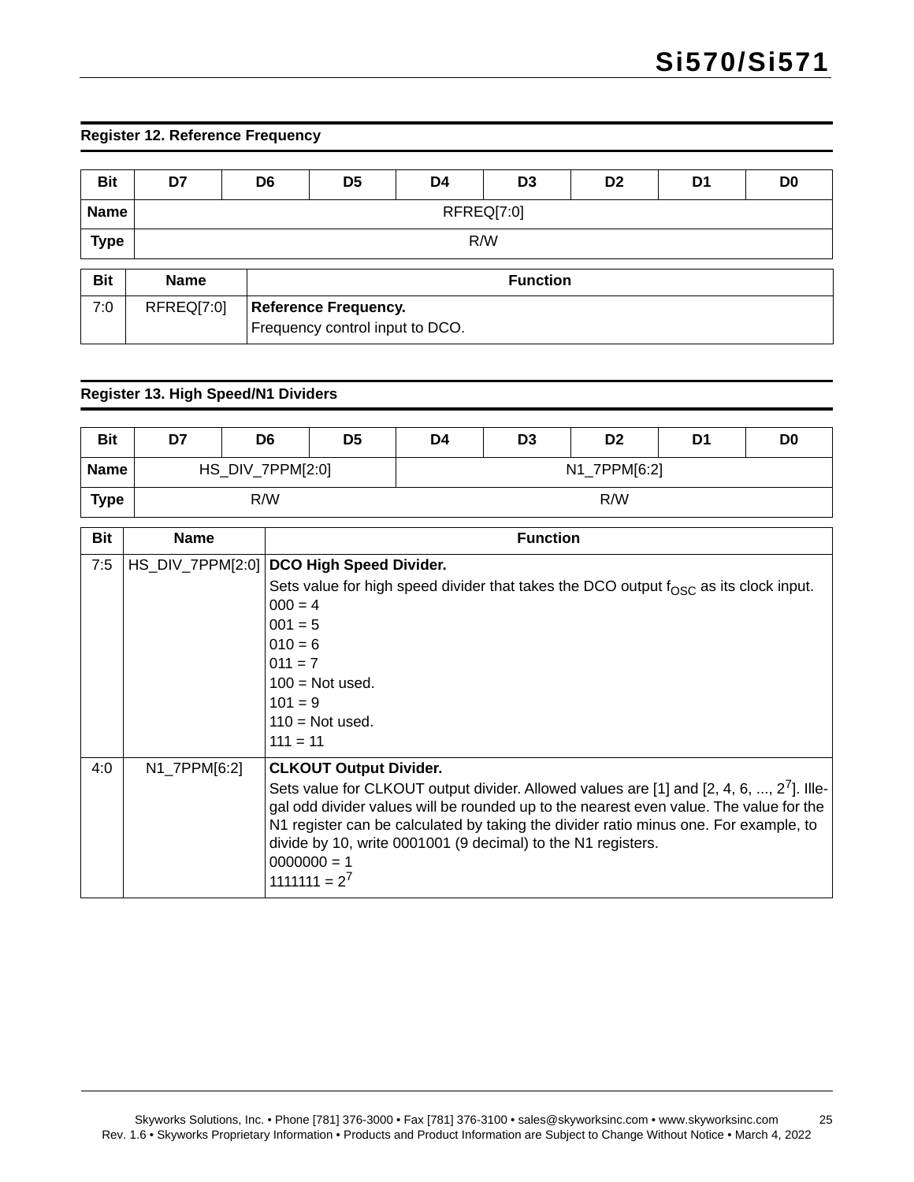**Register 12. Reference Frequency**

| Bit | D7 | D6 | D5 | D4 | D3 | D2 | D1 | D0 |
|---|---|---|---|---|---|---|---|---|
| Name | RFREQ[7:0] | | | | | | | |
| Type | R/W | | | | | | | |

| Bit | Name | Function |
|---|---|---|
| 7:0 | RFREQ[7:0] | **Reference Frequency.**<br>Frequency control input to DCO. |

**Register 13. High Speed/N1 Dividers**

| Bit | D7 | D6 | D5 | D4 | D3 | D2 | D1 | D0 |
|---|---|---|---|---|---|---|---|---|
| Name | HS_DIV_7PPM[2:0] | | | N1_7PPM[6:2] | | | | |
| Type | R/W | | | R/W | | | | |

| Bit | Name | Function |
|---|---|---|
| 7:5 | HS_DIV_7PPM[2:0] | **DCO High Speed Divider.**<br>Sets value for high speed divider that takes the DCO output $f_{OSC}$ as its clock input.<br>000 = 4<br>001 = 5<br>010 = 6<br>011 = 7<br>100 = Not used.<br>101 = 9<br>110 = Not used.<br>111 = 11 |
| 4:0 | N1_7PPM[6:2] | **CLKOUT Output Divider.**<br>Sets value for CLKOUT output divider. Allowed values are [1] and [2, 4, 6, ..., $2^7$]. Illegal odd divider values will be rounded up to the nearest even value. The value for the N1 register can be calculated by taking the divider ratio minus one. For example, to divide by 10, write 0001001 (9 decimal) to the N1 registers.<br>0000000 = 1<br>1111111 = $2^7$ |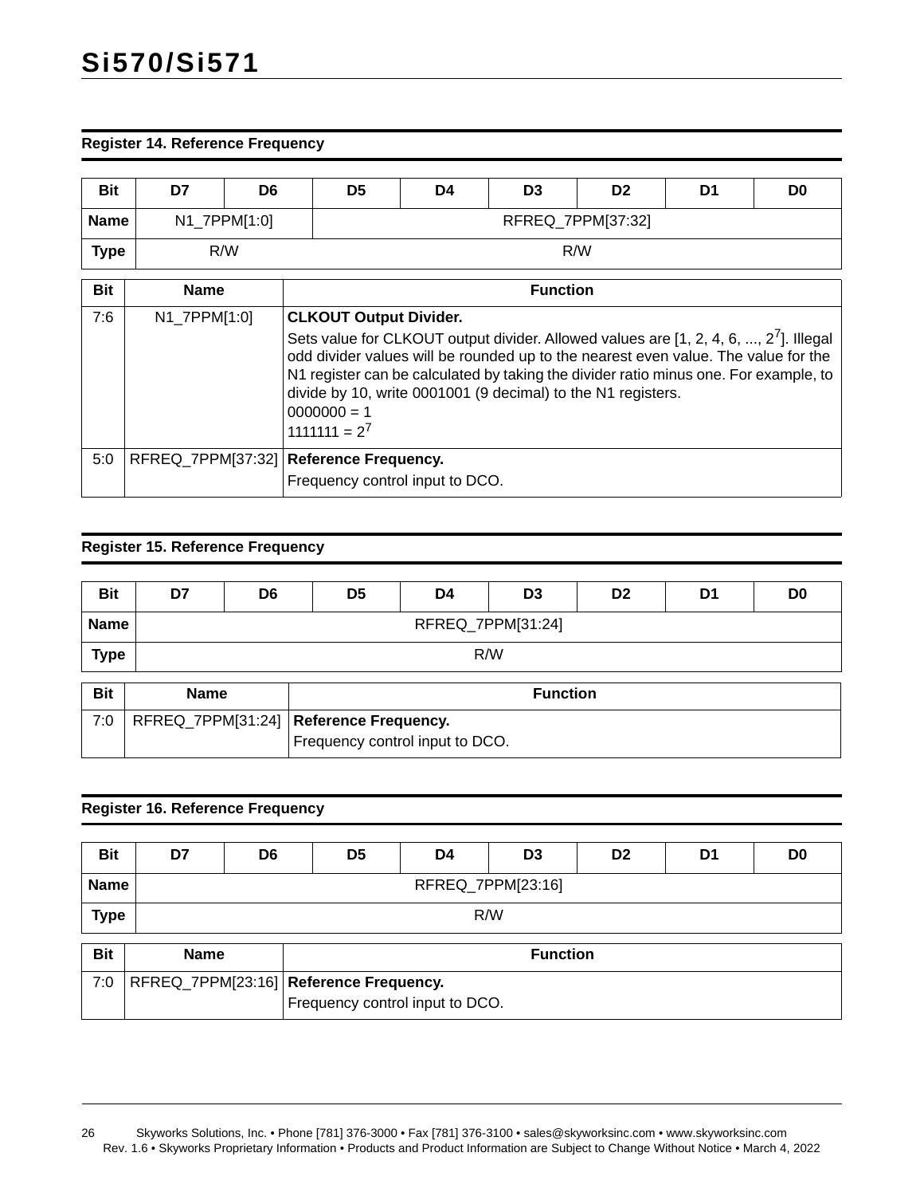### Register 14. Reference Frequency

| Bit | D7 | D6 | D5 | D4 | D3 | D2 | D1 | D0 |
|---|---|---|---|---|---|---|---|---|
| Name | N1_7PPM[1:0] | | RFREQ_7PPM[37:32] | | | | | |
| Type | R/W | | R/W | | | | | |

| Bit | Name | Function |
|---|---|---|
| 7:6 | N1_7PPM[1:0] | **CLKOUT Output Divider.**<br>Sets value for CLKOUT output divider. Allowed values are [1, 2, 4, 6, ..., $2^7$]. Illegal odd divider values will be rounded up to the nearest even value. The value for the N1 register can be calculated by taking the divider ratio minus one. For example, to divide by 10, write 0001001 (9 decimal) to the N1 registers.<br>0000000 = 1<br>1111111 = $2^7$ |
| 5:0 | RFREQ_7PPM[37:32] | **Reference Frequency.**<br>Frequency control input to DCO. |

### Register 15. Reference Frequency

| Bit | D7 | D6 | D5 | D4 | D3 | D2 | D1 | D0 |
|---|---|---|---|---|---|---|---|---|
| Name | RFREQ_7PPM[31:24] | | | | | | | |
| Type | R/W | | | | | | | |

| Bit | Name | Function |
|---|---|---|
| 7:0 | RFREQ_7PPM[31:24] | **Reference Frequency.**<br>Frequency control input to DCO. |

### Register 16. Reference Frequency

| Bit | D7 | D6 | D5 | D4 | D3 | D2 | D1 | D0 |
|---|---|---|---|---|---|---|---|---|
| Name | RFREQ_7PPM[23:16] | | | | | | | |
| Type | R/W | | | | | | | |

| Bit | Name | Function |
|---|---|---|
| 7:0 | RFREQ_7PPM[23:16] | **Reference Frequency.**<br>Frequency control input to DCO. |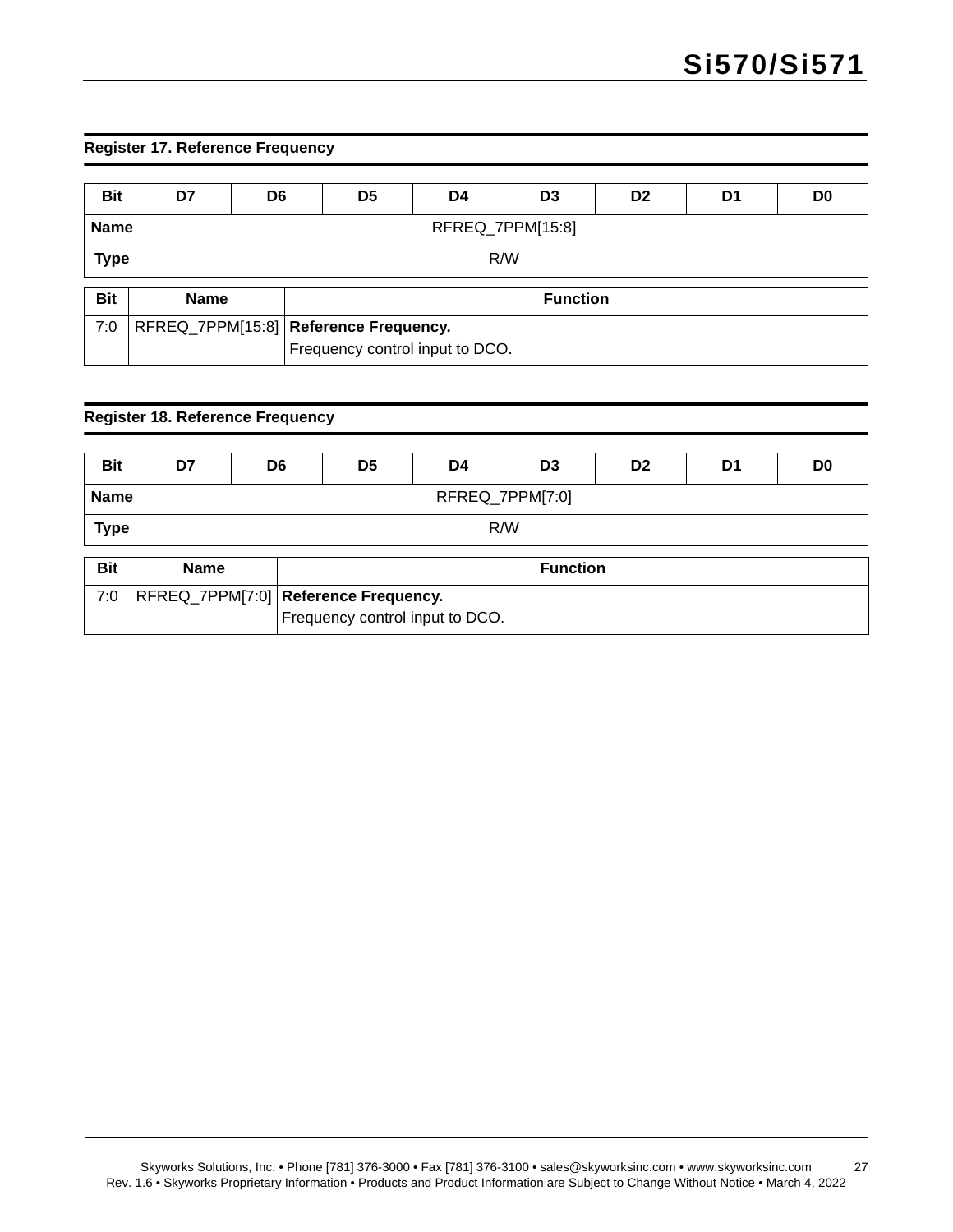### Register 17. Reference Frequency

| Bit | D7 | D6 | D5 | D4 | D3 | D2 | D1 | D0 |
|---|---|---|---|---|---|---|---|---|
| **Name** | RFREQ_7PPM[15:8] | | | | | | | |
| **Type** | R/W | | | | | | | |

| Bit | Name | Function |
|---|---|---|
| 7:0 | RFREQ_7PPM[15:8] | **Reference Frequency.**<br>Frequency control input to DCO. |

### Register 18. Reference Frequency

| Bit | D7 | D6 | D5 | D4 | D3 | D2 | D1 | D0 |
|---|---|---|---|---|---|---|---|---|
| **Name** | RFREQ_7PPM[7:0] | | | | | | | |
| **Type** | R/W | | | | | | | |

| Bit | Name | Function |
|---|---|---|
| 7:0 | RFREQ_7PPM[7:0] | **Reference Frequency.**<br>Frequency control input to DCO. |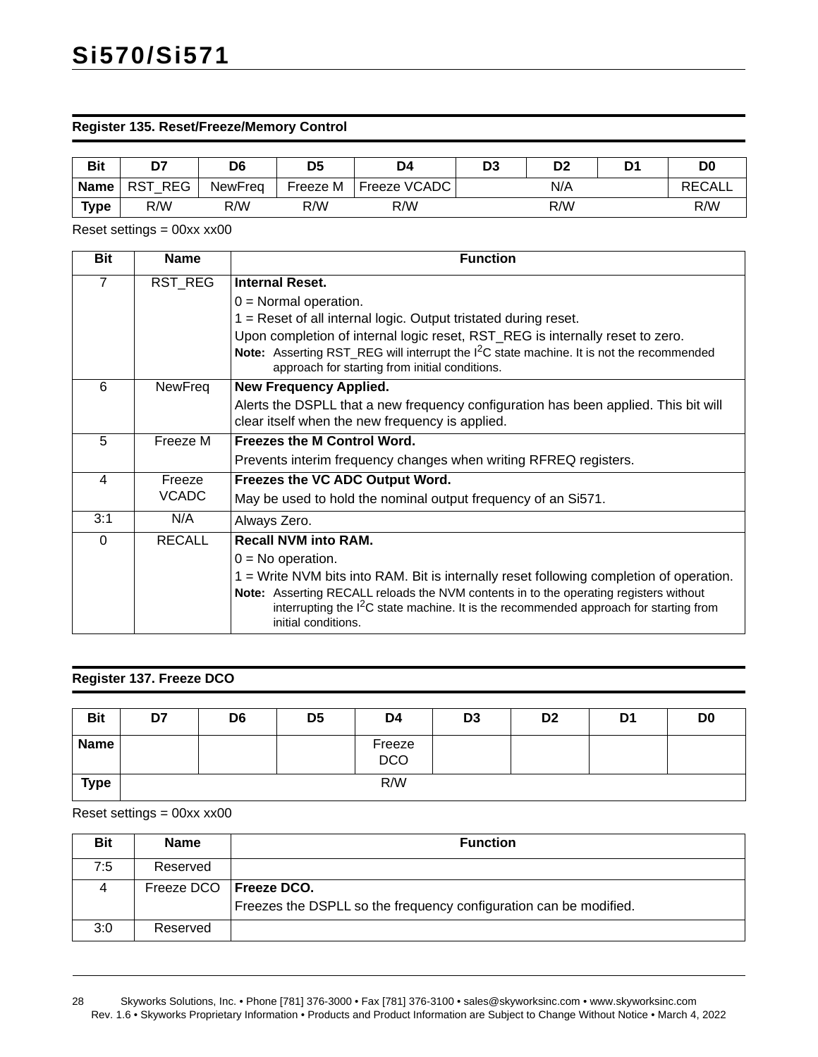### Register 135. Reset/Freeze/Memory Control

| Bit | D7 | D6 | D5 | D4 | D3 | D2 | D1 | D0 |
|---|---|---|---|---|---|---|---|---|
| Name | RST_REG | NewFreq | Freeze M | Freeze VCADC | | N/A | | RECALL |
| Type | R/W | R/W | R/W | R/W | | R/W | | R/W |

Reset settings = 00xx xx00

| Bit | Name | Function |
|---|---|---|
| 7 | RST_REG | **Internal Reset.**<br>0 = Normal operation.<br>1 = Reset of all internal logic. Output tristated during reset.<br>Upon completion of internal logic reset, RST_REG is internally reset to zero.<br>**Note:** Asserting RST_REG will interrupt the I²C state machine. It is not the recommended approach for starting from initial conditions. |
| 6 | NewFreq | **New Frequency Applied.**<br>Alerts the DSPLL that a new frequency configuration has been applied. This bit will clear itself when the new frequency is applied. |
| 5 | Freeze M | **Freezes the M Control Word.**<br>Prevents interim frequency changes when writing RFREQ registers. |
| 4 | Freeze VCADC | **Freezes the VC ADC Output Word.**<br>May be used to hold the nominal output frequency of an Si571. |
| 3:1 | N/A | Always Zero. |
| 0 | RECALL | **Recall NVM into RAM.**<br>0 = No operation.<br>1 = Write NVM bits into RAM. Bit is internally reset following completion of operation.<br>**Note:** Asserting RECALL reloads the NVM contents in to the operating registers without interrupting the I²C state machine. It is the recommended approach for starting from initial conditions. |

### Register 137. Freeze DCO

| Bit | D7 | D6 | D5 | D4 | D3 | D2 | D1 | D0 |
|---|---|---|---|---|---|---|---|---|
| Name | | | | Freeze DCO | | | | |
| Type | | | | R/W | | | | |

Reset settings = 00xx xx00

| Bit | Name | Function |
|---|---|---|
| 7:5 | Reserved | |
| 4 | Freeze DCO | **Freeze DCO.**<br>Freezes the DSPLL so the frequency configuration can be modified. |
| 3:0 | Reserved | |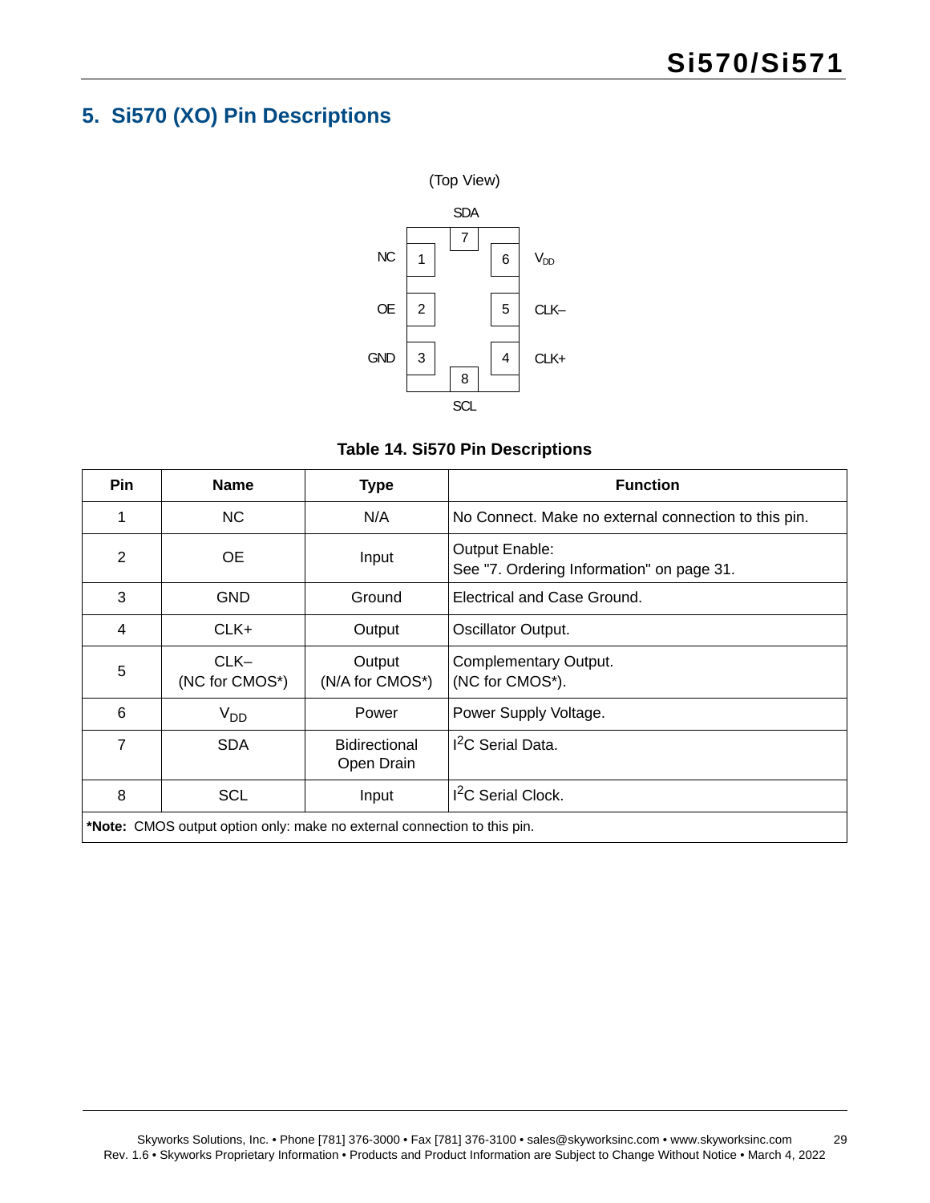## 5. Si570 (XO) Pin Descriptions

(Top View)

SDA

7

NC 1 — 6 $V_{DD}$

OE 2 — 5 CLK–

GND 3 — 4 CLK+

8

SCL

**Table 14. Si570 Pin Descriptions**

| Pin | Name | Type | Function |
|---|---|---|---|
| 1 | NC | N/A | No Connect. Make no external connection to this pin. |
| 2 | OE | Input | Output Enable:<br>See "7. Ordering Information" on page 31. |
| 3 | GND | Ground | Electrical and Case Ground. |
| 4 | CLK+ | Output | Oscillator Output. |
| 5 | CLK–<br>(NC for CMOS*) | Output<br>(N/A for CMOS*) | Complementary Output.<br>(NC for CMOS*). |
| 6 | $V_{DD}$ | Power | Power Supply Voltage. |
| 7 | SDA | Bidirectional Open Drain | $I^2C$ Serial Data. |
| 8 | SCL | Input | $I^2C$ Serial Clock. |

***Note:** CMOS output option only: make no external connection to this pin.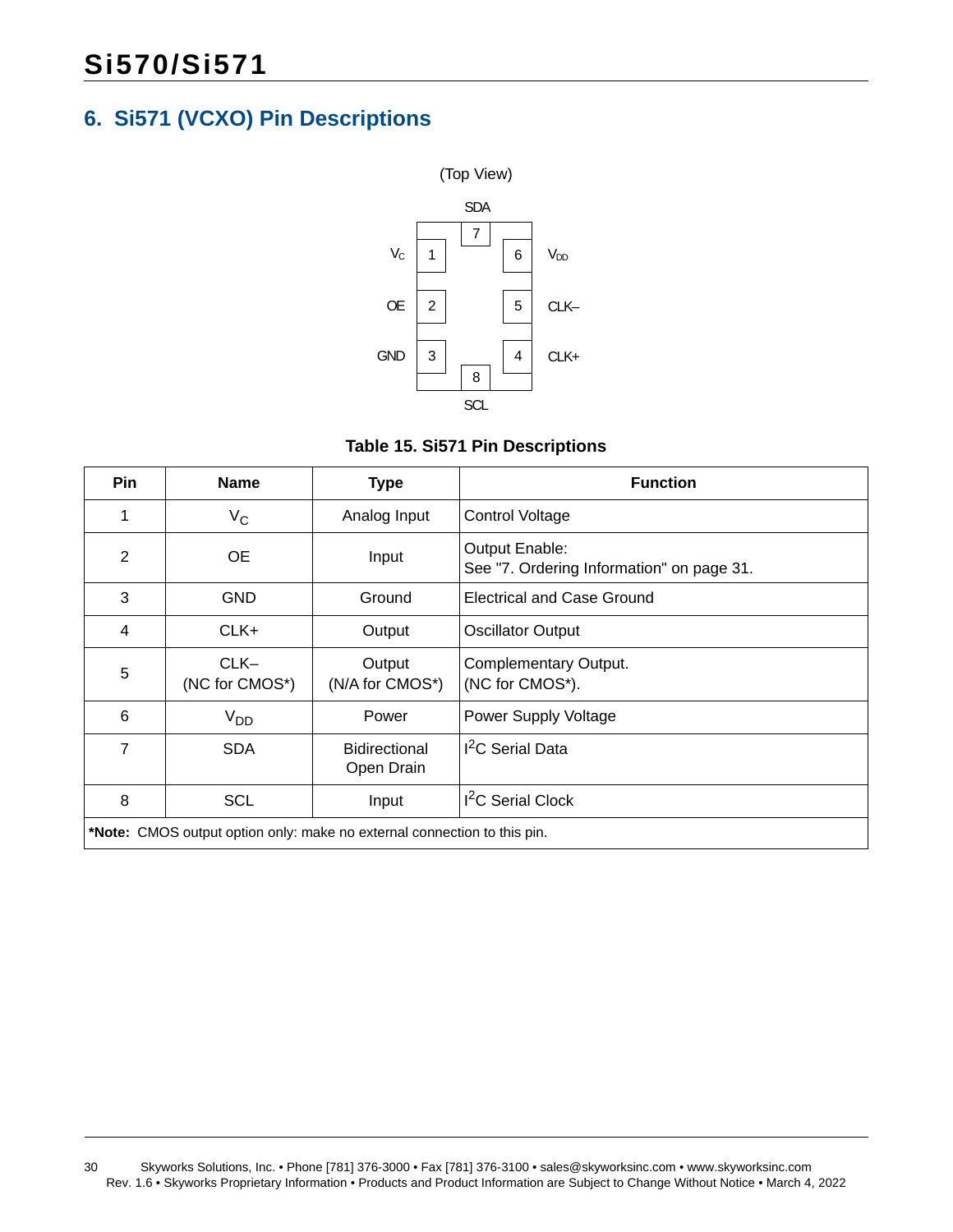## 6. Si571 (VCXO) Pin Descriptions

(Top View)

SDA

| | 7 | |
|---|---|---|
| $V_C$ 1 | | 6 $V_{DD}$ |
| OE 2 | | 5 CLK– |
| GND 3 | | 4 CLK+ |
| | 8 | |

SCL

**Table 15. Si571 Pin Descriptions**

| Pin | Name | Type | Function |
|---|---|---|---|
| 1 | $V_C$ | Analog Input | Control Voltage |
| 2 | OE | Input | Output Enable:<br>See "7. Ordering Information" on page 31. |
| 3 | GND | Ground | Electrical and Case Ground |
| 4 | CLK+ | Output | Oscillator Output |
| 5 | CLK–<br>(NC for CMOS*) | Output<br>(N/A for CMOS*) | Complementary Output.<br>(NC for CMOS*). |
| 6 | $V_{DD}$ | Power | Power Supply Voltage |
| 7 | SDA | Bidirectional Open Drain | $I^2C$ Serial Data |
| 8 | SCL | Input | $I^2C$ Serial Clock |

***Note:** CMOS output option only: make no external connection to this pin.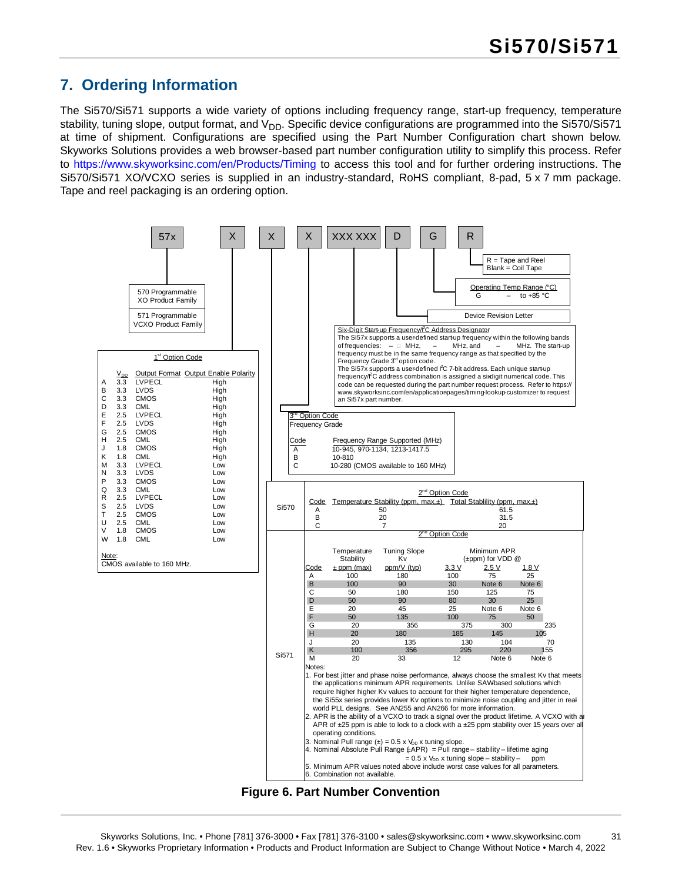# 7. Ordering Information

The Si570/Si571 supports a wide variety of options including frequency range, start-up frequency, temperature stability, tuning slope, output format, and $V_{DD}$. Specific device configurations are programmed into the Si570/Si571 at time of shipment. Configurations are specified using the Part Number Configuration chart shown below. Skyworks Solutions provides a web browser-based part number configuration utility to simplify this process. Refer to https://www.skyworksinc.com/en/Products/Timing to access this tool and for further ordering instructions. The Si570/Si571 XO/VCXO series is supplied in an industry-standard, RoHS compliant, 8-pad, 5 x 7 mm package. Tape and reel packaging is an ordering option.

**Part number format:** 57x | X | X | X | XXX XXX | D | G | R

- **57x**: 570 Programmable XO Product Family; 571 Programmable VCXO Product Family
- **R** = Tape and Reel; Blank = Coil Tape
- **G**: Operating Temp Range (°C): G – to +85 °C
- **D**: Device Revision Letter

**Six-Digit Start-up Frequency/I²C Address Designator**

The Si57x supports a user-defined start-up frequency within the following bands of frequencies: – MHz, – MHz, and – MHz. The start-up frequency must be in the same frequency range as that specified by the Frequency Grade 3rd option code.
The Si57x supports a user-defined I²C 7-bit address. Each unique start-up frequency/I²C address combination is assigned a six-digit numerical code. This code can be requested during the part number request process. Refer to https://www.skyworksinc.com/en/application-pages/timing-lookup-customizer to request an Si57x part number.

**1st Option Code**

| | $V_{DD}$ | Output Format | Output Enable Polarity |
|---|---|---|---|
| A | 3.3 | LVPECL | High |
| B | 3.3 | LVDS | High |
| C | 3.3 | CMOS | High |
| D | 3.3 | CML | High |
| E | 2.5 | LVPECL | High |
| F | 2.5 | LVDS | High |
| G | 2.5 | CMOS | High |
| H | 2.5 | CML | High |
| J | 1.8 | CMOS | High |
| K | 1.8 | CML | High |
| M | 3.3 | LVPECL | Low |
| N | 3.3 | LVDS | Low |
| P | 3.3 | CMOS | Low |
| Q | 3.3 | CML | Low |
| R | 2.5 | LVPECL | Low |
| S | 2.5 | LVDS | Low |
| T | 2.5 | CMOS | Low |
| U | 2.5 | CML | Low |
| V | 1.8 | CMOS | Low |
| W | 1.8 | CML | Low |

Note:
CMOS available to 160 MHz.

**3rd Option Code**
Frequency Grade

| Code | Frequency Range Supported (MHz) |
|---|---|
| A | 10-945, 970-1134, 1213-1417.5 |
| B | 10-810 |
| C | 10-280 (CMOS available to 160 MHz) |

**Si570 — 2nd Option Code**

| Code | Temperature Stability (ppm, max,±) | Total Stability (ppm, max,±) |
|---|---|---|
| A | 50 | 61.5 |
| B | 20 | 31.5 |
| C | 7 | 20 |

**Si571 — 2nd Option Code**

| Code | Temperature Stability ± ppm (max) | Tuning Slope Kv ppm/V (typ) | Minimum APR (±ppm) for VDD @ 3.3 V | 2.5 V | 1.8 V |
|---|---|---|---|---|---|
| A | 100 | 180 | 100 | 75 | 25 |
| B | 100 | 90 | 30 | Note 6 | Note 6 |
| C | 50 | 180 | 150 | 125 | 75 |
| D | 50 | 90 | 80 | 30 | 25 |
| E | 20 | 45 | 25 | Note 6 | Note 6 |
| F | 50 | 135 | 100 | 75 | 50 |
| G | 20 | 356 | 375 | 300 | 235 |
| H | 20 | 180 | 185 | 145 | 105 |
| J | 20 | 135 | 130 | 104 | 70 |
| K | 100 | 356 | 295 | 220 | 155 |
| M | 20 | 33 | 12 | Note 6 | Note 6 |

Notes:
1. For best jitter and phase noise performance, always choose the smallest Kv that meets the applications minimum APR requirements. Unlike SAW-based solutions which require higher higher Kv values to account for their higher temperature dependence, the Si55x series provides lower Kv options to minimize noise coupling and jitter in real-world PLL designs. See AN255 and AN266 for more information.
2. APR is the ability of a VCXO to track a signal over the product lifetime. A VCXO with an APR of ±25 ppm is able to lock to a clock with a ±25 ppm stability over 15 years over all operating conditions.
3. Nominal Pull range (±) = 0.5 x $V_{DD}$ x tuning slope.
4. Nominal Absolute Pull Range (±APR) = Pull range – stability – lifetime aging = 0.5 x $V_{DD}$ x tuning slope – stability – ppm
5. Minimum APR values noted above include worst case values for all parameters.
6. Combination not available.

**Figure 6. Part Number Convention**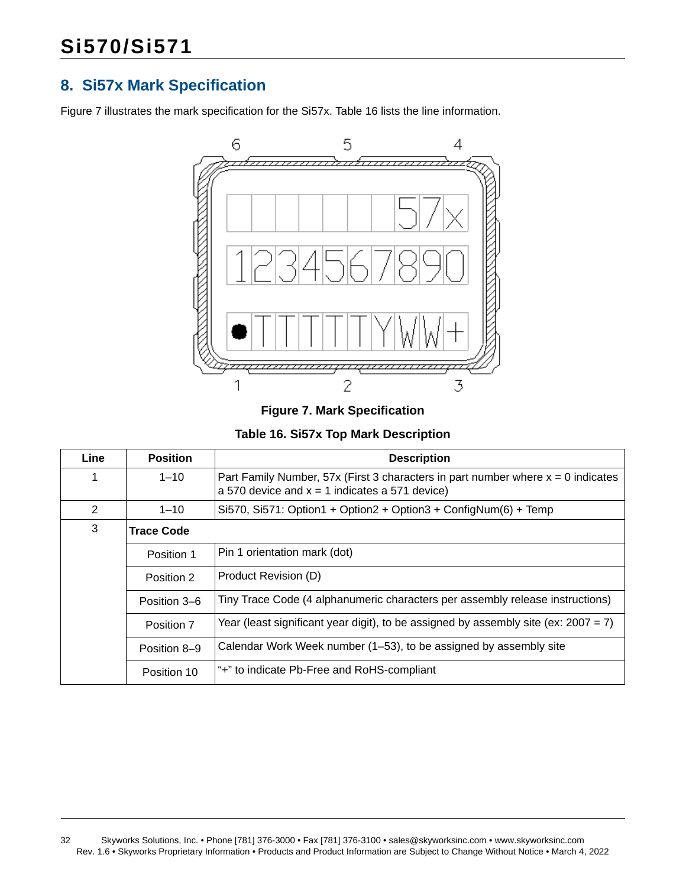## 8. Si57x Mark Specification

Figure 7 illustrates the mark specification for the Si57x. Table 16 lists the line information.

**Figure 7. Mark Specification**

**Table 16. Si57x Top Mark Description**

| Line | Position | Description |
|---|---|---|
| 1 | 1–10 | Part Family Number, 57x (First 3 characters in part number where x = 0 indicates a 570 device and x = 1 indicates a 571 device) |
| 2 | 1–10 | Si570, Si571: Option1 + Option2 + Option3 + ConfigNum(6) + Temp |
| 3 | **Trace Code** | |
| | Position 1 | Pin 1 orientation mark (dot) |
| | Position 2 | Product Revision (D) |
| | Position 3–6 | Tiny Trace Code (4 alphanumeric characters per assembly release instructions) |
| | Position 7 | Year (least significant year digit), to be assigned by assembly site (ex: 2007 = 7) |
| | Position 8–9 | Calendar Work Week number (1–53), to be assigned by assembly site |
| | Position 10 | "+" to indicate Pb-Free and RoHS-compliant |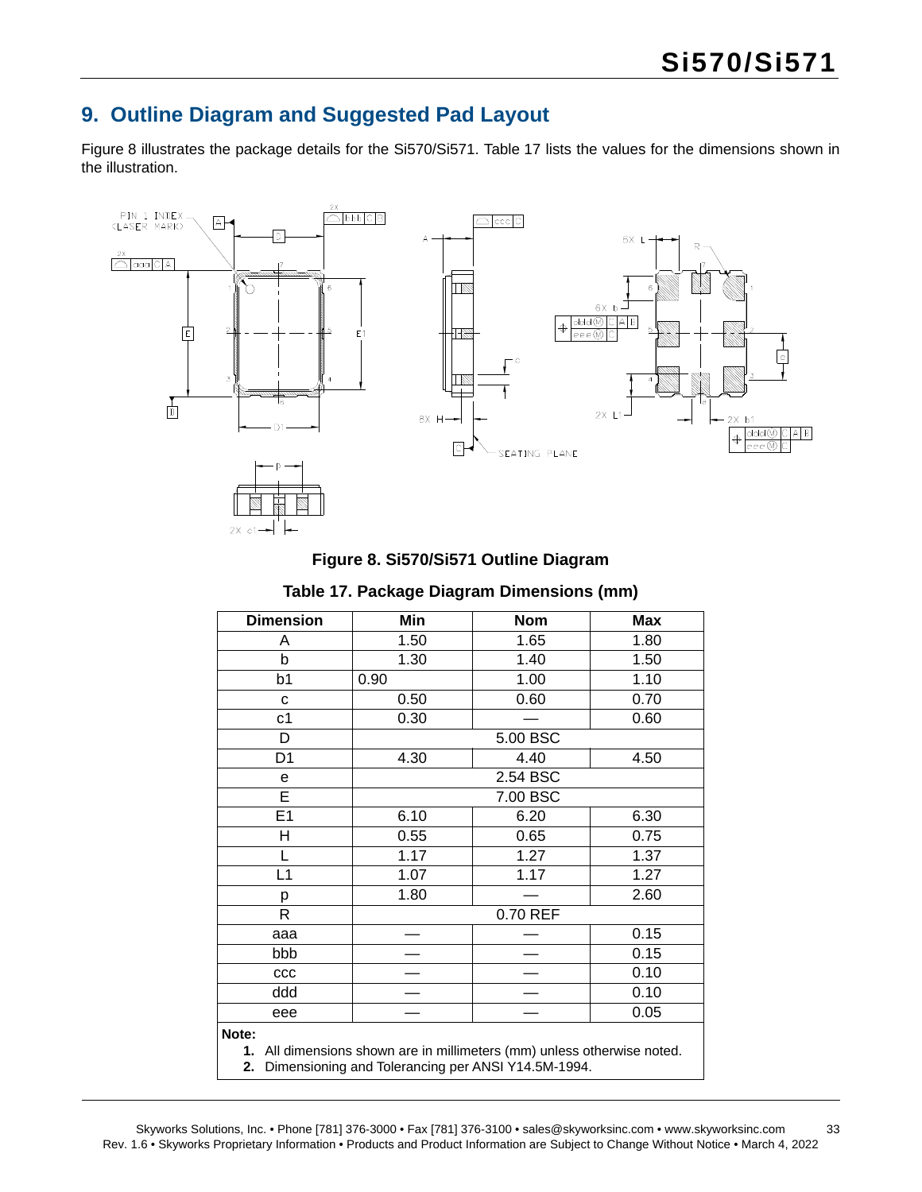## 9. Outline Diagram and Suggested Pad Layout

Figure 8 illustrates the package details for the Si570/Si571. Table 17 lists the values for the dimensions shown in the illustration.

**Figure 8. Si570/Si571 Outline Diagram**

**Table 17. Package Diagram Dimensions (mm)**

| Dimension | Min | Nom | Max |
|---|---|---|---|
| A | 1.50 | 1.65 | 1.80 |
| b | 1.30 | 1.40 | 1.50 |
| b1 | 0.90 | 1.00 | 1.10 |
| c | 0.50 | 0.60 | 0.70 |
| c1 | 0.30 | — | 0.60 |
| D | 5.00 BSC | | |
| D1 | 4.30 | 4.40 | 4.50 |
| e | 2.54 BSC | | |
| E | 7.00 BSC | | |
| E1 | 6.10 | 6.20 | 6.30 |
| H | 0.55 | 0.65 | 0.75 |
| L | 1.17 | 1.27 | 1.37 |
| L1 | 1.07 | 1.17 | 1.27 |
| p | 1.80 | — | 2.60 |
| R | 0.70 REF | | |
| aaa | — | — | 0.15 |
| bbb | — | — | 0.15 |
| ccc | — | — | 0.10 |
| ddd | — | — | 0.10 |
| eee | — | — | 0.05 |

**Note:**

1. All dimensions shown are in millimeters (mm) unless otherwise noted.
2. Dimensioning and Tolerancing per ANSI Y14.5M-1994.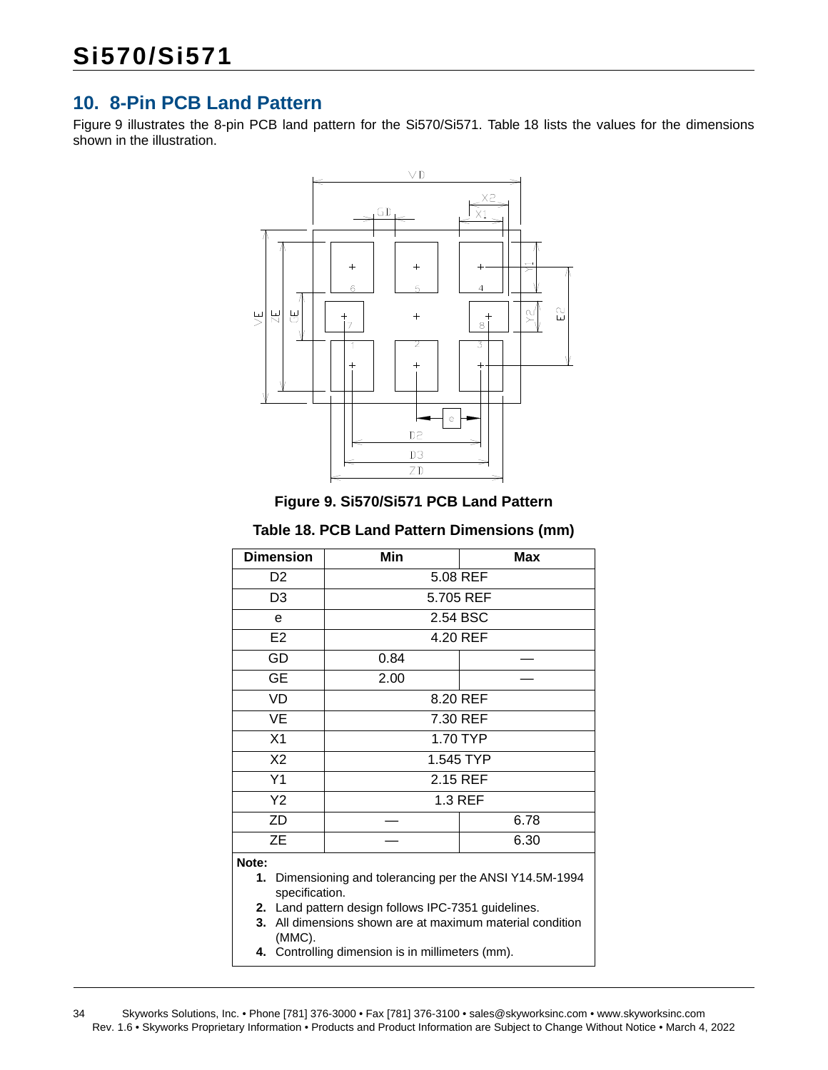## 10. 8-Pin PCB Land Pattern

Figure 9 illustrates the 8-pin PCB land pattern for the Si570/Si571. Table 18 lists the values for the dimensions shown in the illustration.

**Figure 9. Si570/Si571 PCB Land Pattern**

**Table 18. PCB Land Pattern Dimensions (mm)**

| Dimension | Min | Max |
|---|---|---|
| D2 | 5.08 REF | |
| D3 | 5.705 REF | |
| e | 2.54 BSC | |
| E2 | 4.20 REF | |
| GD | 0.84 | — |
| GE | 2.00 | — |
| VD | 8.20 REF | |
| VE | 7.30 REF | |
| X1 | 1.70 TYP | |
| X2 | 1.545 TYP | |
| Y1 | 2.15 REF | |
| Y2 | 1.3 REF | |
| ZD | — | 6.78 |
| ZE | — | 6.30 |

**Note:**

1. Dimensioning and tolerancing per the ANSI Y14.5M-1994 specification.
2. Land pattern design follows IPC-7351 guidelines.
3. All dimensions shown are at maximum material condition (MMC).
4. Controlling dimension is in millimeters (mm).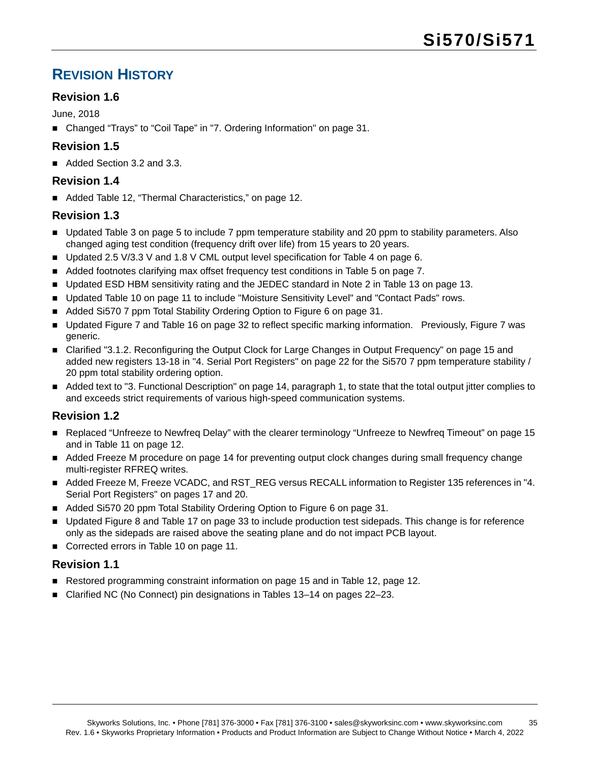## Revision History

### Revision 1.6

June, 2018

- Changed “Trays” to “Coil Tape” in "7. Ordering Information" on page 31.

### Revision 1.5

- Added Section 3.2 and 3.3.

### Revision 1.4

- Added Table 12, “Thermal Characteristics,” on page 12.

### Revision 1.3

- Updated Table 3 on page 5 to include 7 ppm temperature stability and 20 ppm to stability parameters. Also changed aging test condition (frequency drift over life) from 15 years to 20 years.
- Updated 2.5 V/3.3 V and 1.8 V CML output level specification for Table 4 on page 6.
- Added footnotes clarifying max offset frequency test conditions in Table 5 on page 7.
- Updated ESD HBM sensitivity rating and the JEDEC standard in Note 2 in Table 13 on page 13.
- Updated Table 10 on page 11 to include "Moisture Sensitivity Level" and "Contact Pads" rows.
- Added Si570 7 ppm Total Stability Ordering Option to Figure 6 on page 31.
- Updated Figure 7 and Table 16 on page 32 to reflect specific marking information. Previously, Figure 7 was generic.
- Clarified "3.1.2. Reconfiguring the Output Clock for Large Changes in Output Frequency" on page 15 and added new registers 13-18 in "4. Serial Port Registers" on page 22 for the Si570 7 ppm temperature stability / 20 ppm total stability ordering option.
- Added text to "3. Functional Description" on page 14, paragraph 1, to state that the total output jitter complies to and exceeds strict requirements of various high-speed communication systems.

### Revision 1.2

- Replaced “Unfreeze to Newfreq Delay” with the clearer terminology “Unfreeze to Newfreq Timeout” on page 15 and in Table 11 on page 12.
- Added Freeze M procedure on page 14 for preventing output clock changes during small frequency change multi-register RFREQ writes.
- Added Freeze M, Freeze VCADC, and RST_REG versus RECALL information to Register 135 references in "4. Serial Port Registers" on pages 17 and 20.
- Added Si570 20 ppm Total Stability Ordering Option to Figure 6 on page 31.
- Updated Figure 8 and Table 17 on page 33 to include production test sidepads. This change is for reference only as the sidepads are raised above the seating plane and do not impact PCB layout.
- Corrected errors in Table 10 on page 11.

### Revision 1.1

- Restored programming constraint information on page 15 and in Table 12, page 12.
- Clarified NC (No Connect) pin designations in Tables 13–14 on pages 22–23.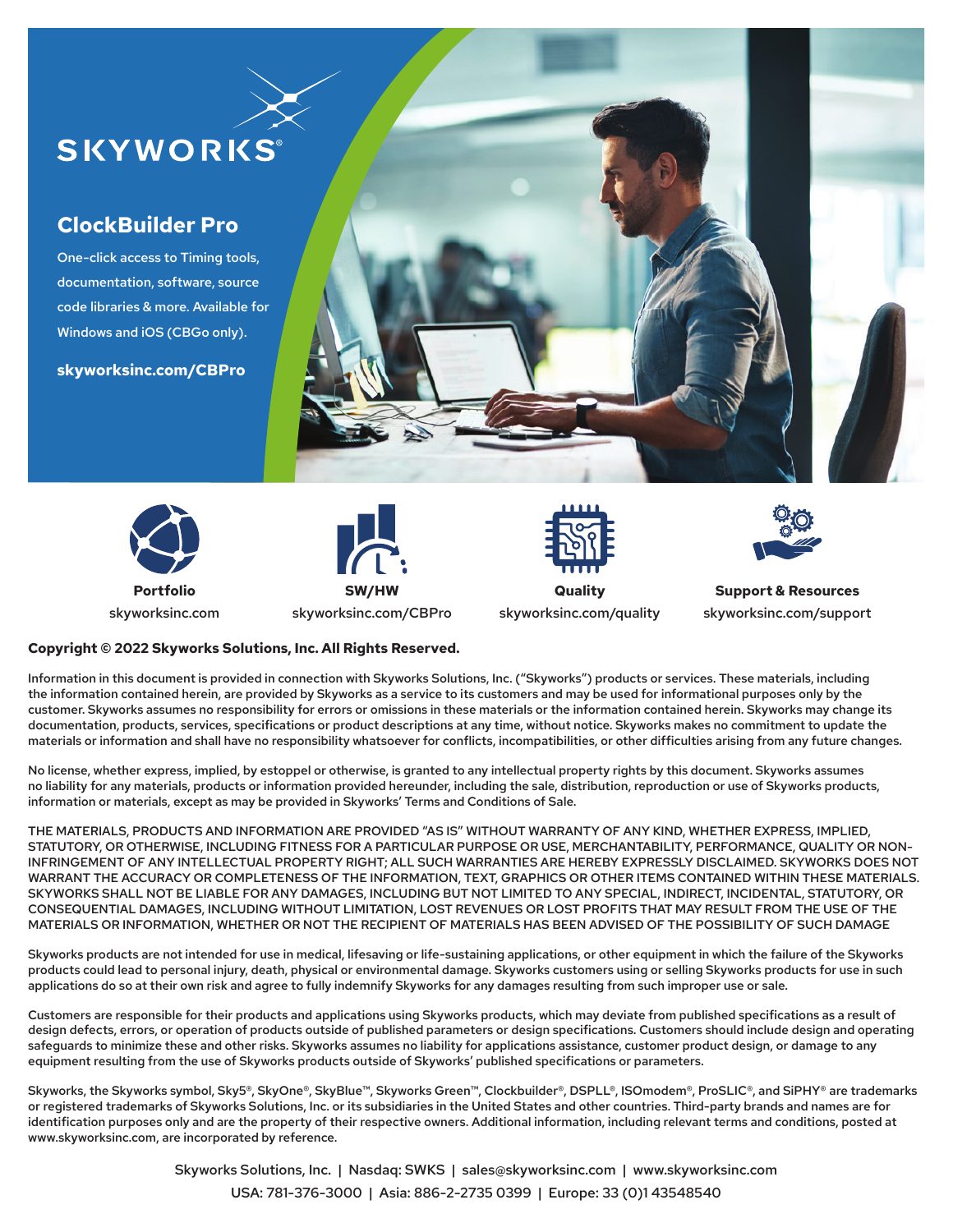SKYWORKS®

## ClockBuilder Pro

One-click access to Timing tools, documentation, software, source code libraries & more. Available for Windows and iOS (CBGo only).

**skyworksinc.com/CBPro**

**Portfolio**
skyworksinc.com

**SW/HW**
skyworksinc.com/CBPro

**Quality**
skyworksinc.com/quality

**Support & Resources**
skyworksinc.com/support

**Copyright © 2022 Skyworks Solutions, Inc. All Rights Reserved.**

Information in this document is provided in connection with Skyworks Solutions, Inc. ("Skyworks") products or services. These materials, including the information contained herein, are provided by Skyworks as a service to its customers and may be used for informational purposes only by the customer. Skyworks assumes no responsibility for errors or omissions in these materials or the information contained herein. Skyworks may change its documentation, products, services, specifications or product descriptions at any time, without notice. Skyworks makes no commitment to update the materials or information and shall have no responsibility whatsoever for conflicts, incompatibilities, or other difficulties arising from any future changes.

No license, whether express, implied, by estoppel or otherwise, is granted to any intellectual property rights by this document. Skyworks assumes no liability for any materials, products or information provided hereunder, including the sale, distribution, reproduction or use of Skyworks products, information or materials, except as may be provided in Skyworks' Terms and Conditions of Sale.

THE MATERIALS, PRODUCTS AND INFORMATION ARE PROVIDED "AS IS" WITHOUT WARRANTY OF ANY KIND, WHETHER EXPRESS, IMPLIED, STATUTORY, OR OTHERWISE, INCLUDING FITNESS FOR A PARTICULAR PURPOSE OR USE, MERCHANTABILITY, PERFORMANCE, QUALITY OR NON-INFRINGEMENT OF ANY INTELLECTUAL PROPERTY RIGHT; ALL SUCH WARRANTIES ARE HEREBY EXPRESSLY DISCLAIMED. SKYWORKS DOES NOT WARRANT THE ACCURACY OR COMPLETENESS OF THE INFORMATION, TEXT, GRAPHICS OR OTHER ITEMS CONTAINED WITHIN THESE MATERIALS. SKYWORKS SHALL NOT BE LIABLE FOR ANY DAMAGES, INCLUDING BUT NOT LIMITED TO ANY SPECIAL, INDIRECT, INCIDENTAL, STATUTORY, OR CONSEQUENTIAL DAMAGES, INCLUDING WITHOUT LIMITATION, LOST REVENUES OR LOST PROFITS THAT MAY RESULT FROM THE USE OF THE MATERIALS OR INFORMATION, WHETHER OR NOT THE RECIPIENT OF MATERIALS HAS BEEN ADVISED OF THE POSSIBILITY OF SUCH DAMAGE

Skyworks products are not intended for use in medical, lifesaving or life-sustaining applications, or other equipment in which the failure of the Skyworks products could lead to personal injury, death, physical or environmental damage. Skyworks customers using or selling Skyworks products for use in such applications do so at their own risk and agree to fully indemnify Skyworks for any damages resulting from such improper use or sale.

Customers are responsible for their products and applications using Skyworks products, which may deviate from published specifications as a result of design defects, errors, or operation of products outside of published parameters or design specifications. Customers should include design and operating safeguards to minimize these and other risks. Skyworks assumes no liability for applications assistance, customer product design, or damage to any equipment resulting from the use of Skyworks products outside of Skyworks' published specifications or parameters.

Skyworks, the Skyworks symbol, Sky5®, SkyOne®, SkyBlue™, Skyworks Green™, Clockbuilder®, DSPLL®, ISOmodem®, ProSLIC®, and SiPHY® are trademarks or registered trademarks of Skyworks Solutions, Inc. or its subsidiaries in the United States and other countries. Third-party brands and names are for identification purposes only and are the property of their respective owners. Additional information, including relevant terms and conditions, posted at www.skyworksinc.com, are incorporated by reference.

Skyworks Solutions, Inc. | Nasdaq: SWKS | sales@skyworksinc.com | www.skyworksinc.com
USA: 781-376-3000 | Asia: 886-2-2735 0399 | Europe: 33 (0)1 43548540